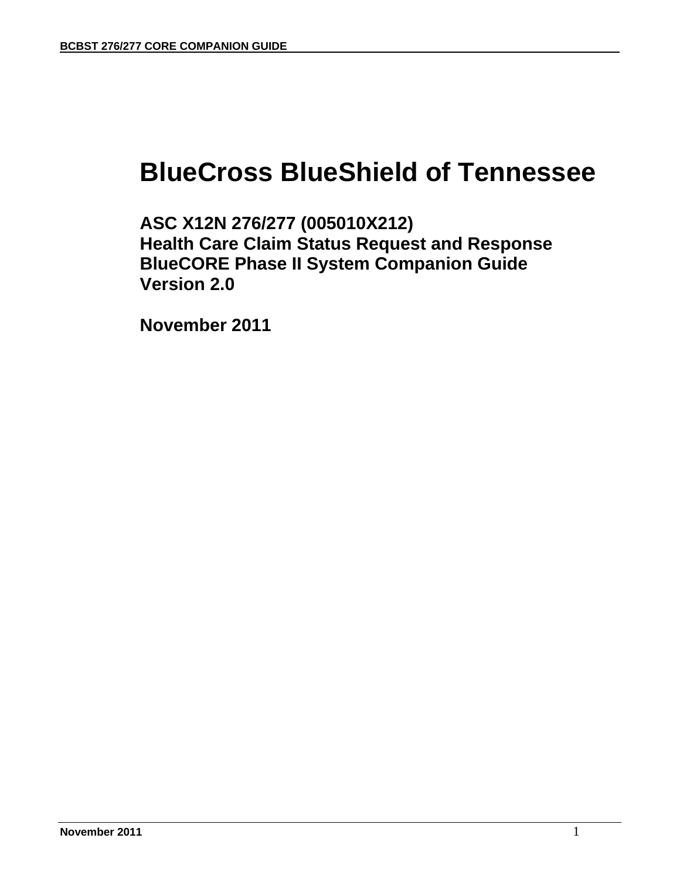# BlueCross BlueShield of Tennessee

## ASC X12N 276/277 (005010X212)
## Health Care Claim Status Request and Response
## BlueCORE Phase II System Companion Guide
## Version 2.0

## November 2011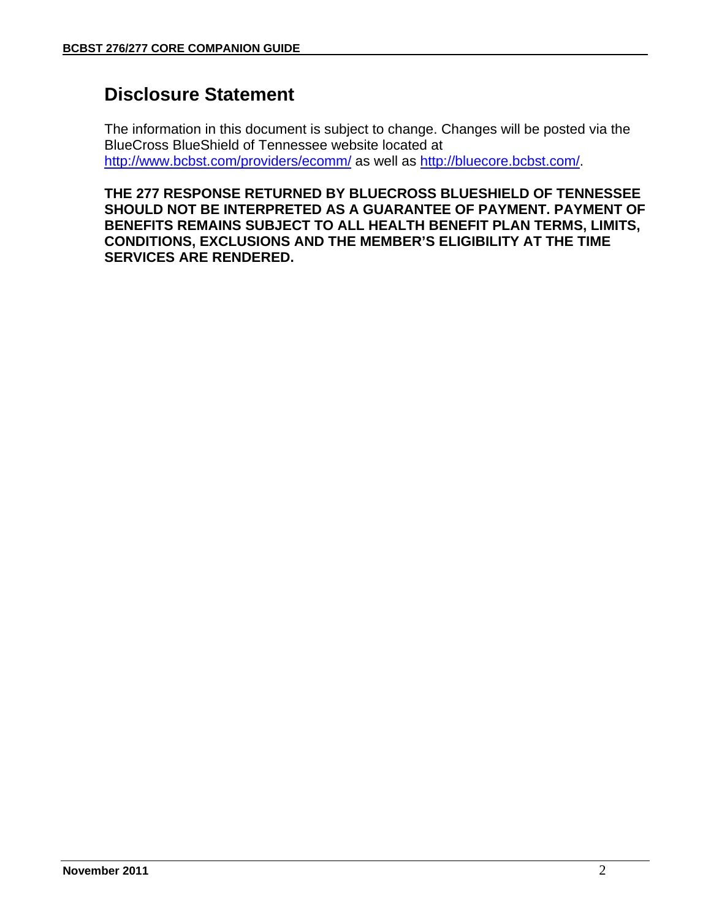## Disclosure Statement

The information in this document is subject to change. Changes will be posted via the BlueCross BlueShield of Tennessee website located at http://www.bcbst.com/providers/ecomm/ as well as http://bluecore.bcbst.com/.

**THE 277 RESPONSE RETURNED BY BLUECROSS BLUESHIELD OF TENNESSEE SHOULD NOT BE INTERPRETED AS A GUARANTEE OF PAYMENT. PAYMENT OF BENEFITS REMAINS SUBJECT TO ALL HEALTH BENEFIT PLAN TERMS, LIMITS, CONDITIONS, EXCLUSIONS AND THE MEMBER'S ELIGIBILITY AT THE TIME SERVICES ARE RENDERED.**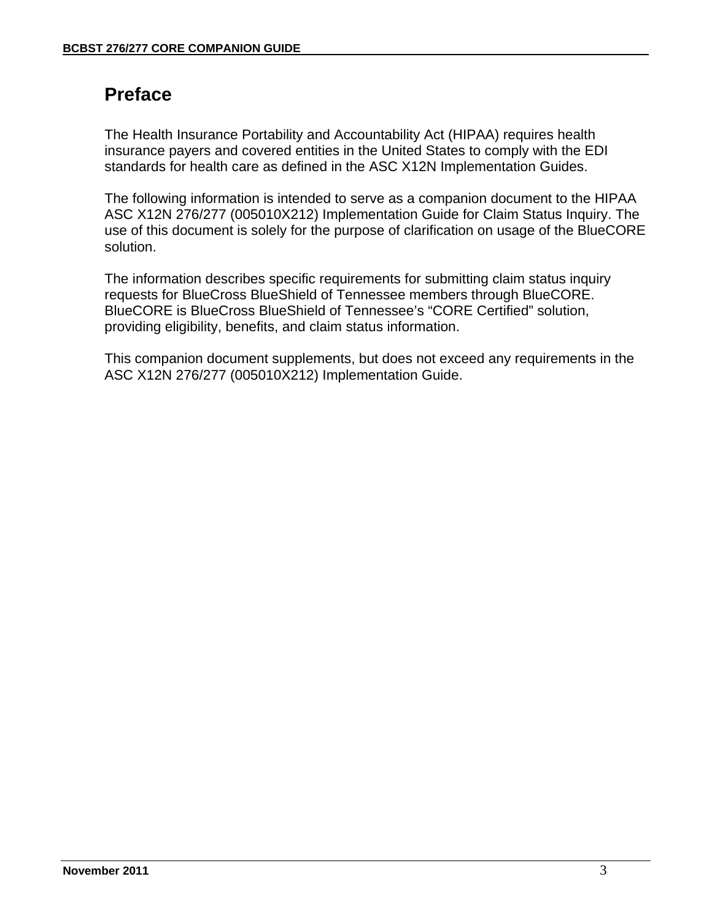# Preface

The Health Insurance Portability and Accountability Act (HIPAA) requires health insurance payers and covered entities in the United States to comply with the EDI standards for health care as defined in the ASC X12N Implementation Guides.

The following information is intended to serve as a companion document to the HIPAA ASC X12N 276/277 (005010X212) Implementation Guide for Claim Status Inquiry. The use of this document is solely for the purpose of clarification on usage of the BlueCORE solution.

The information describes specific requirements for submitting claim status inquiry requests for BlueCross BlueShield of Tennessee members through BlueCORE. BlueCORE is BlueCross BlueShield of Tennessee's "CORE Certified" solution, providing eligibility, benefits, and claim status information.

This companion document supplements, but does not exceed any requirements in the ASC X12N 276/277 (005010X212) Implementation Guide.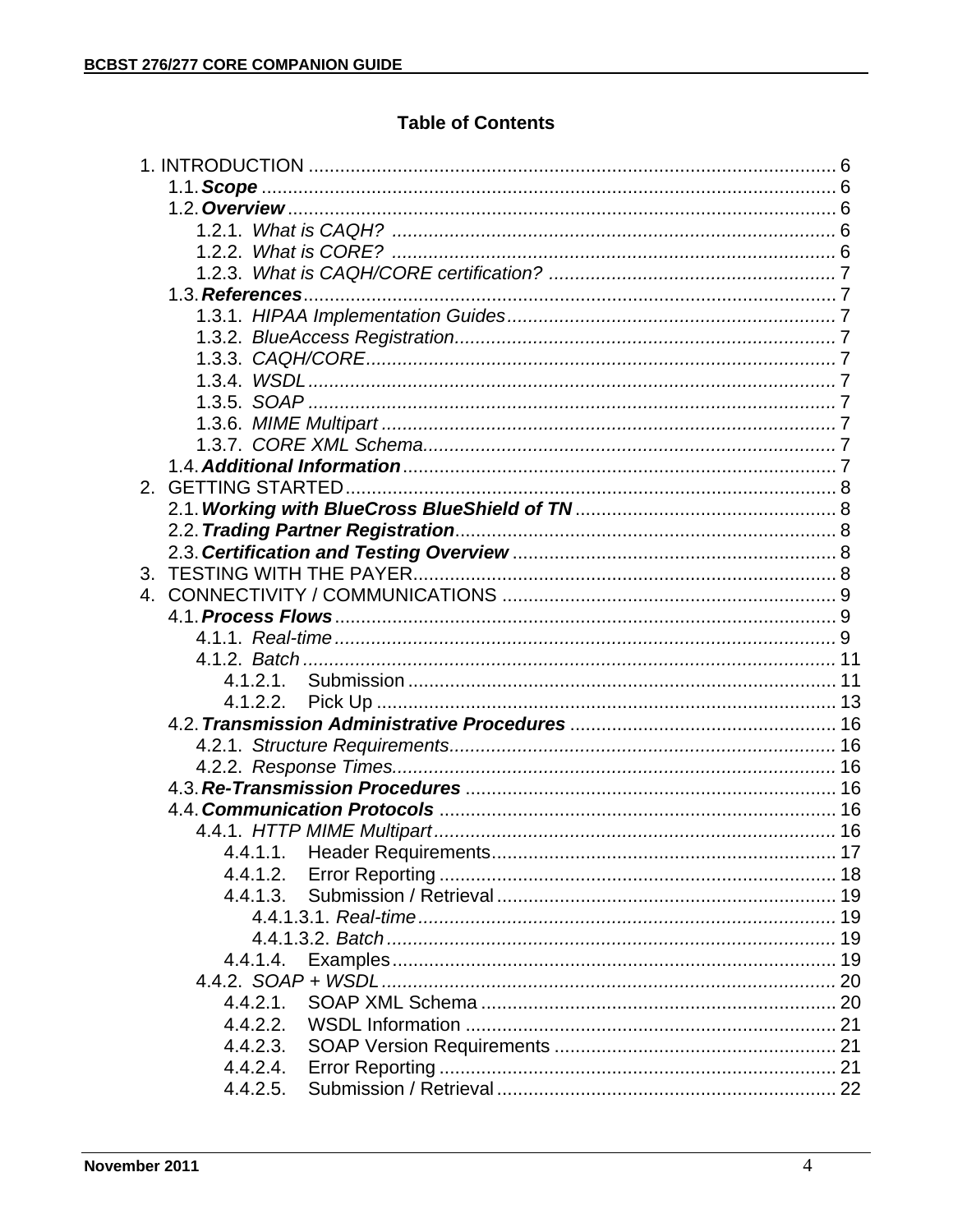## Table of Contents

1. INTRODUCTION ..................................................................................................... 6
    - 1.1. ***Scope*** ............................................................................................................. 6
    - 1.2. ***Overview*** ......................................................................................................... 6
        - 1.2.1. *What is CAQH?* ................................................................................... 6
        - 1.2.2. *What is CORE?* ................................................................................... 6
        - 1.2.3. *What is CAQH/CORE certification?* ...................................................... 7
    - 1.3. ***References*** ..................................................................................................... 7
        - 1.3.1. *HIPAA Implementation Guides* ............................................................... 7
        - 1.3.2. *BlueAccess Registration* ......................................................................... 7
        - 1.3.3. *CAQH/CORE* .......................................................................................... 7
        - 1.3.4. *WSDL* .................................................................................................... 7
        - 1.3.5. *SOAP* .................................................................................................... 7
        - 1.3.6. *MIME Multipart* ....................................................................................... 7
        - 1.3.7. *CORE XML Schema* ............................................................................... 7
    - 1.4. ***Additional Information*** .................................................................................. 7
2. GETTING STARTED ............................................................................................. 8
    - 2.1. ***Working with BlueCross BlueShield of TN*** .................................................. 8
    - 2.2. ***Trading Partner Registration*** ........................................................................ 8
    - 2.3. ***Certification and Testing Overview*** ............................................................. 8
3. TESTING WITH THE PAYER ................................................................................ 8
4. CONNECTIVITY / COMMUNICATIONS ............................................................... 9
    - 4.1. ***Process Flows*** ................................................................................................ 9
        - 4.1.1. *Real-time* ................................................................................................ 9
        - 4.1.2. *Batch* ..................................................................................................... 11
            - 4.1.2.1. Submission ................................................................................. 11
            - 4.1.2.2. Pick Up ....................................................................................... 13
    - 4.2. ***Transmission Administrative Procedures*** ................................................. 16
        - 4.2.1. *Structure Requirements* ......................................................................... 16
        - 4.2.2. *Response Times* .................................................................................... 16
    - 4.3. ***Re-Transmission Procedures*** ...................................................................... 16
    - 4.4. ***Communication Protocols*** ........................................................................... 16
        - 4.4.1. *HTTP MIME Multipart* ............................................................................ 16
            - 4.4.1.1. Header Requirements ................................................................. 17
            - 4.4.1.2. Error Reporting ........................................................................... 18
            - 4.4.1.3. Submission / Retrieval ................................................................ 19
                - 4.4.1.3.1. *Real-time* ............................................................................... 19
                - 4.4.1.3.2. *Batch* ..................................................................................... 19
            - 4.4.1.4. Examples .................................................................................... 19
        - 4.4.2. *SOAP + WSDL* ...................................................................................... 20
            - 4.4.2.1. SOAP XML Schema ................................................................... 20
            - 4.4.2.2. WSDL Information ...................................................................... 21
            - 4.4.2.3. SOAP Version Requirements ..................................................... 21
            - 4.4.2.4. Error Reporting ........................................................................... 21
            - 4.4.2.5. Submission / Retrieval ................................................................ 22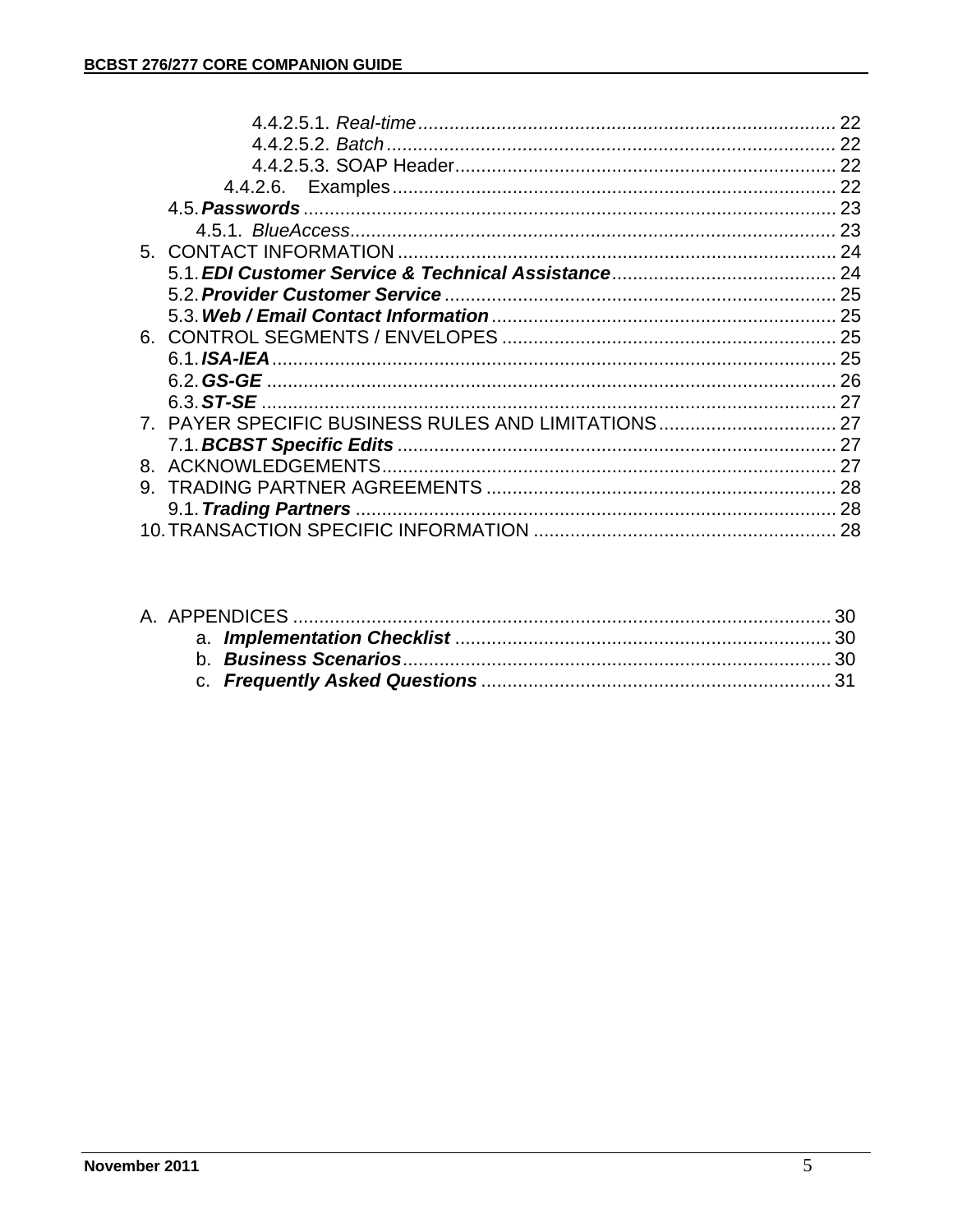4.4.2.5.1. *Real-time* ........................................................................... 22
4.4.2.5.2. *Batch* ................................................................................. 22
4.4.2.5.3. SOAP Header.................................................................... 22
4.4.2.6. Examples ................................................................................ 22
4.5. ***Passwords*** ................................................................................................ 23
4.5.1. *BlueAccess*.......................................................................................... 23
5. CONTACT INFORMATION ............................................................................. 24
5.1. ***EDI Customer Service & Technical Assistance*** ......................................... 24
5.2. ***Provider Customer Service*** ......................................................................... 25
5.3. ***Web / Email Contact Information*** ................................................................ 25
6. CONTROL SEGMENTS / ENVELOPES ............................................................ 25
6.1. ***ISA-IEA*** ........................................................................................................ 25
6.2. ***GS-GE*** ......................................................................................................... 26
6.3. ***ST-SE*** .......................................................................................................... 27
7. PAYER SPECIFIC BUSINESS RULES AND LIMITATIONS ................................ 27
7.1. ***BCBST Specific Edits*** .................................................................................. 27
8. ACKNOWLEDGEMENTS ................................................................................. 27
9. TRADING PARTNER AGREEMENTS ............................................................... 28
9.1. ***Trading Partners*** ......................................................................................... 28
10. TRANSACTION SPECIFIC INFORMATION ...................................................... 28

A. APPENDICES ................................................................................................ 30
a. ***Implementation Checklist*** ..................................................................... 30
b. ***Business Scenarios*** ................................................................................. 30
c. ***Frequently Asked Questions*** ................................................................. 31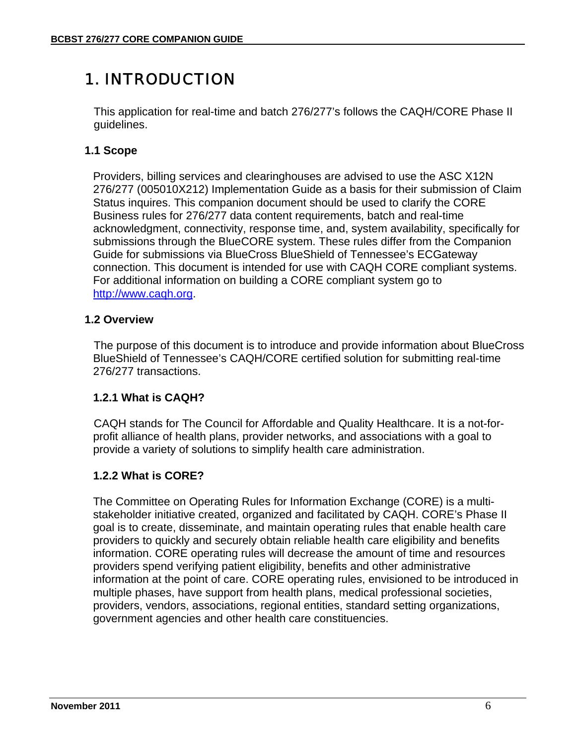# 1. INTRODUCTION

This application for real-time and batch 276/277's follows the CAQH/CORE Phase II guidelines.

## 1.1 Scope

Providers, billing services and clearinghouses are advised to use the ASC X12N 276/277 (005010X212) Implementation Guide as a basis for their submission of Claim Status inquires. This companion document should be used to clarify the CORE Business rules for 276/277 data content requirements, batch and real-time acknowledgment, connectivity, response time, and, system availability, specifically for submissions through the BlueCORE system. These rules differ from the Companion Guide for submissions via BlueCross BlueShield of Tennessee's ECGateway connection. This document is intended for use with CAQH CORE compliant systems. For additional information on building a CORE compliant system go to [http://www.caqh.org](http://www.caqh.org).

## 1.2 Overview

The purpose of this document is to introduce and provide information about BlueCross BlueShield of Tennessee's CAQH/CORE certified solution for submitting real-time 276/277 transactions.

### 1.2.1 What is CAQH?

CAQH stands for The Council for Affordable and Quality Healthcare. It is a not-for-profit alliance of health plans, provider networks, and associations with a goal to provide a variety of solutions to simplify health care administration.

### 1.2.2 What is CORE?

The Committee on Operating Rules for Information Exchange (CORE) is a multi-stakeholder initiative created, organized and facilitated by CAQH. CORE's Phase II goal is to create, disseminate, and maintain operating rules that enable health care providers to quickly and securely obtain reliable health care eligibility and benefits information. CORE operating rules will decrease the amount of time and resources providers spend verifying patient eligibility, benefits and other administrative information at the point of care. CORE operating rules, envisioned to be introduced in multiple phases, have support from health plans, medical professional societies, providers, vendors, associations, regional entities, standard setting organizations, government agencies and other health care constituencies.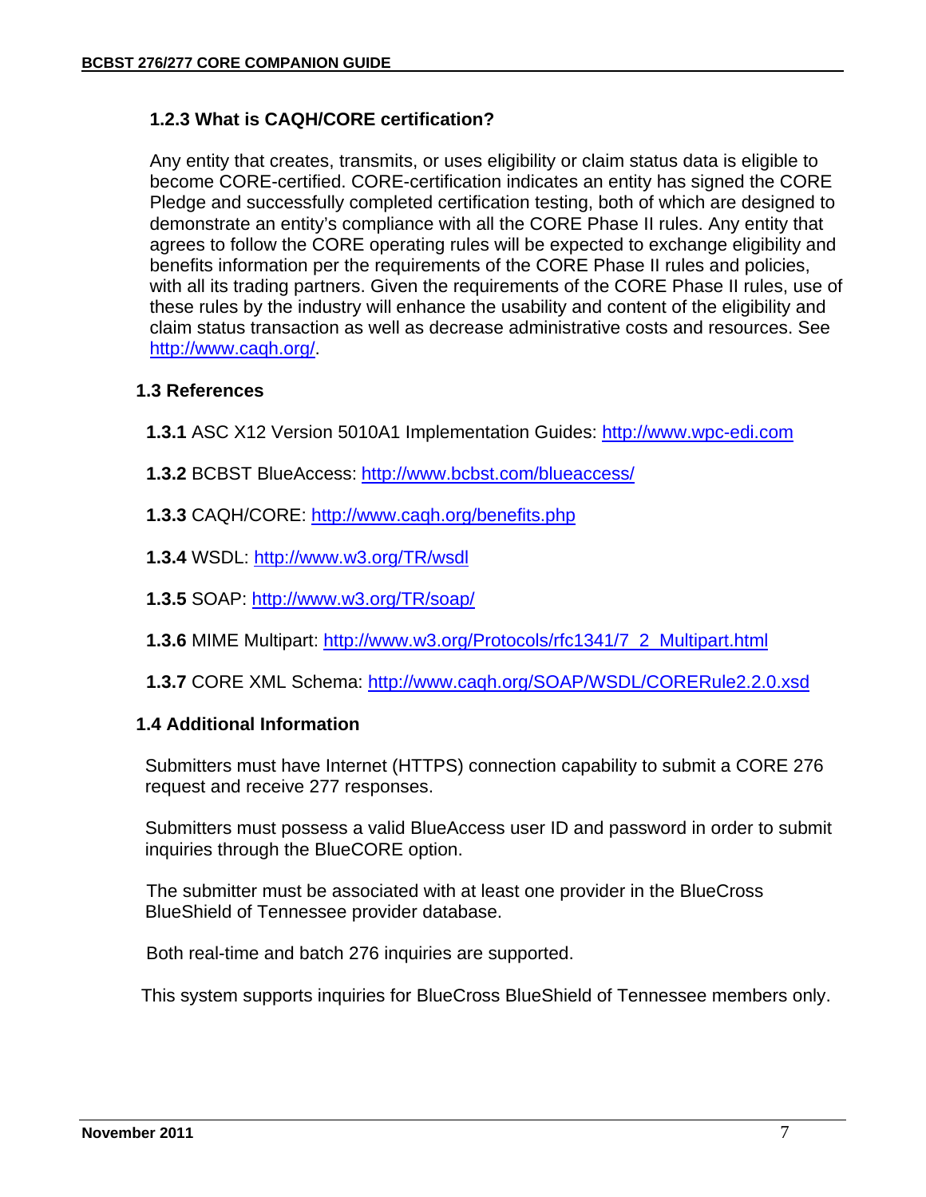### 1.2.3 What is CAQH/CORE certification?

Any entity that creates, transmits, or uses eligibility or claim status data is eligible to become CORE-certified. CORE-certification indicates an entity has signed the CORE Pledge and successfully completed certification testing, both of which are designed to demonstrate an entity's compliance with all the CORE Phase II rules. Any entity that agrees to follow the CORE operating rules will be expected to exchange eligibility and benefits information per the requirements of the CORE Phase II rules and policies, with all its trading partners. Given the requirements of the CORE Phase II rules, use of these rules by the industry will enhance the usability and content of the eligibility and claim status transaction as well as decrease administrative costs and resources. See http://www.caqh.org/.

## 1.3 References

**1.3.1** ASC X12 Version 5010A1 Implementation Guides: http://www.wpc-edi.com

**1.3.2** BCBST BlueAccess: http://www.bcbst.com/blueaccess/

**1.3.3** CAQH/CORE: http://www.caqh.org/benefits.php

**1.3.4** WSDL: http://www.w3.org/TR/wsdl

**1.3.5** SOAP: http://www.w3.org/TR/soap/

**1.3.6** MIME Multipart: http://www.w3.org/Protocols/rfc1341/7_2_Multipart.html

**1.3.7** CORE XML Schema: http://www.caqh.org/SOAP/WSDL/CORERule2.2.0.xsd

## 1.4 Additional Information

Submitters must have Internet (HTTPS) connection capability to submit a CORE 276 request and receive 277 responses.

Submitters must possess a valid BlueAccess user ID and password in order to submit inquiries through the BlueCORE option.

The submitter must be associated with at least one provider in the BlueCross BlueShield of Tennessee provider database.

Both real-time and batch 276 inquiries are supported.

This system supports inquiries for BlueCross BlueShield of Tennessee members only.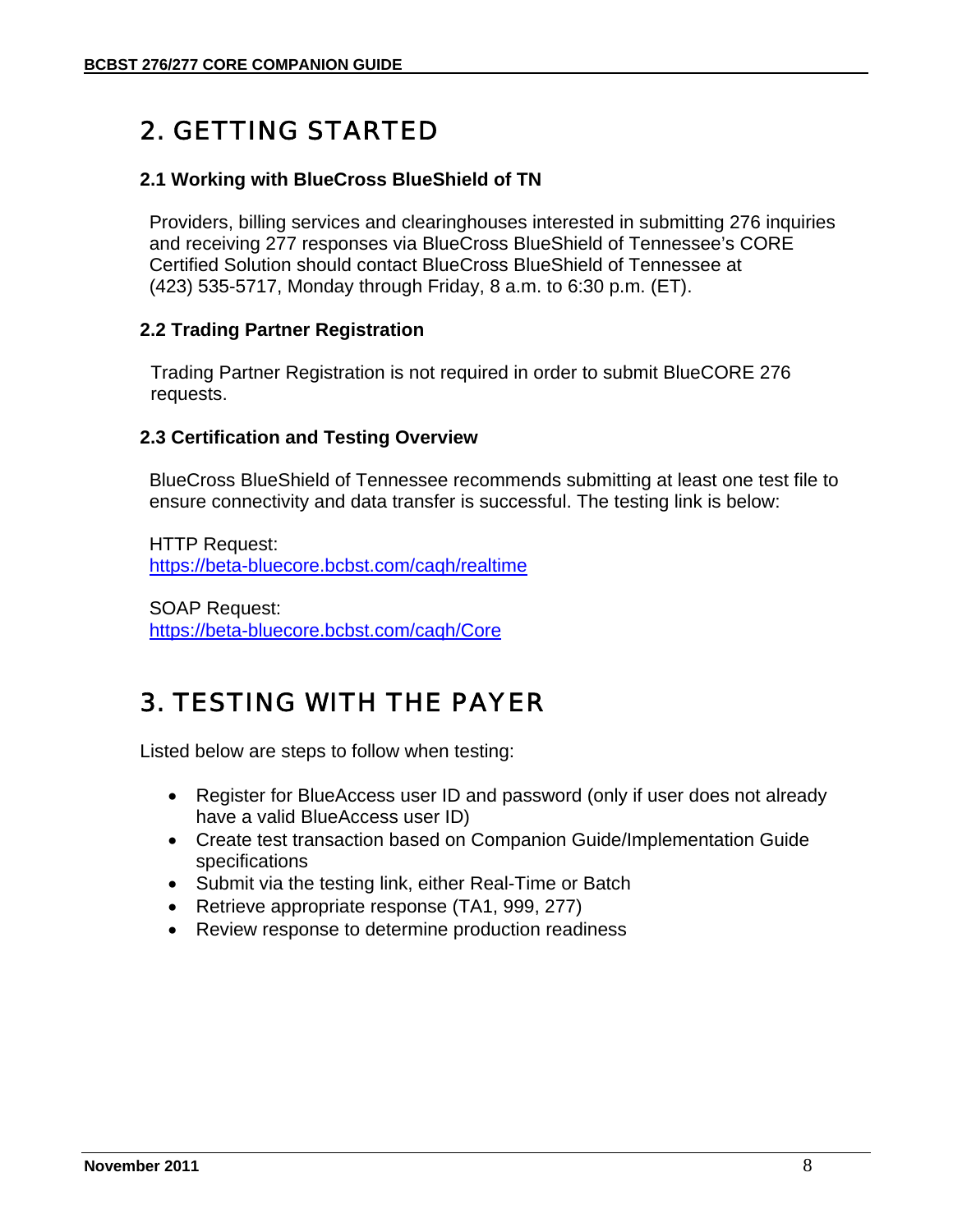# 2. GETTING STARTED

### 2.1 Working with BlueCross BlueShield of TN

Providers, billing services and clearinghouses interested in submitting 276 inquiries and receiving 277 responses via BlueCross BlueShield of Tennessee's CORE Certified Solution should contact BlueCross BlueShield of Tennessee at (423) 535-5717, Monday through Friday, 8 a.m. to 6:30 p.m. (ET).

### 2.2 Trading Partner Registration

Trading Partner Registration is not required in order to submit BlueCORE 276 requests.

### 2.3 Certification and Testing Overview

BlueCross BlueShield of Tennessee recommends submitting at least one test file to ensure connectivity and data transfer is successful. The testing link is below:

HTTP Request:
https://beta-bluecore.bcbst.com/caqh/realtime

SOAP Request:
https://beta-bluecore.bcbst.com/caqh/Core

# 3. TESTING WITH THE PAYER

Listed below are steps to follow when testing:

- Register for BlueAccess user ID and password (only if user does not already have a valid BlueAccess user ID)
- Create test transaction based on Companion Guide/Implementation Guide specifications
- Submit via the testing link, either Real-Time or Batch
- Retrieve appropriate response (TA1, 999, 277)
- Review response to determine production readiness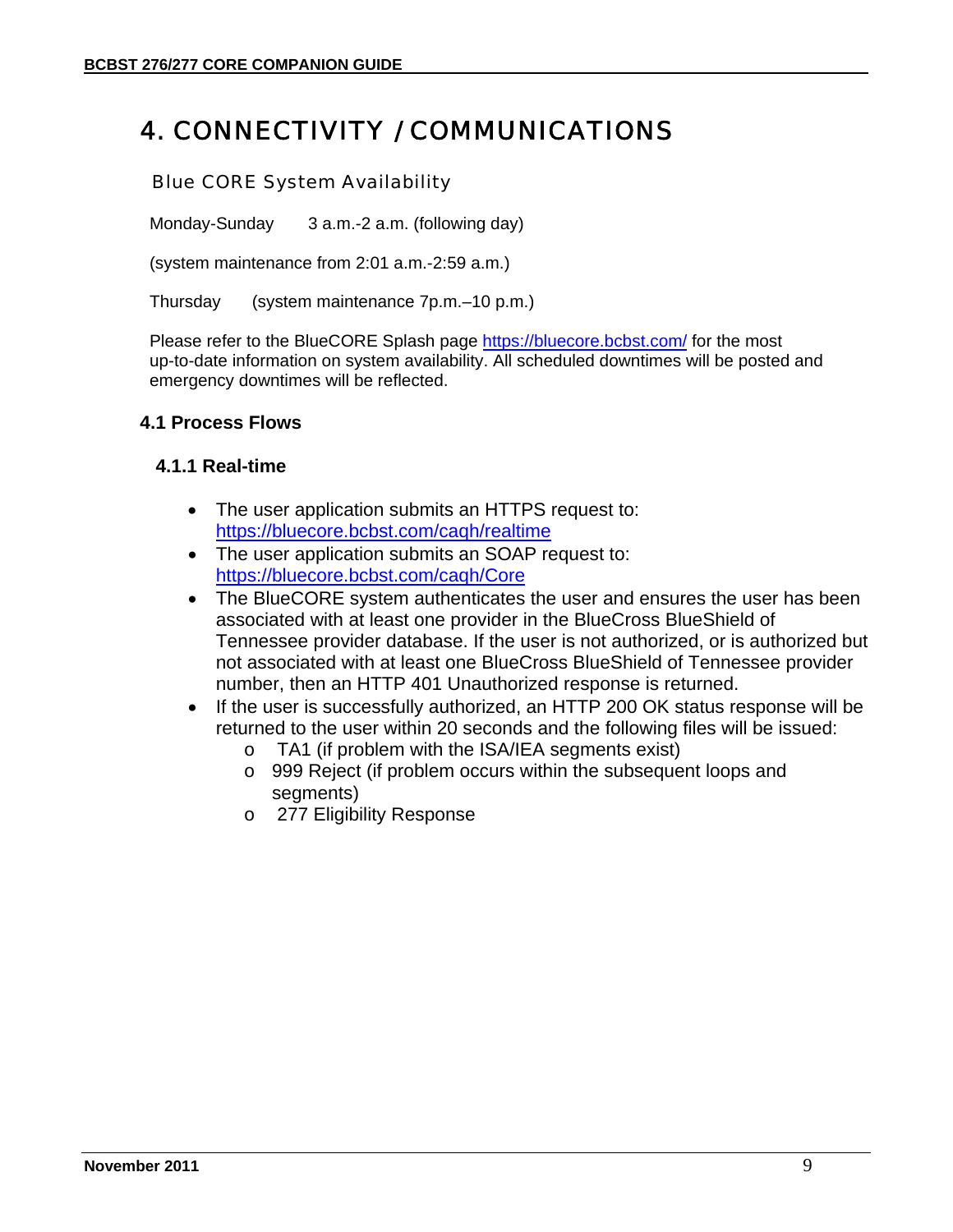# 4. CONNECTIVITY / COMMUNICATIONS

## Blue CORE System Availability

Monday-Sunday 3 a.m.-2 a.m. (following day)

(system maintenance from 2:01 a.m.-2:59 a.m.)

Thursday (system maintenance 7p.m.–10 p.m.)

Please refer to the BlueCORE Splash page https://bluecore.bcbst.com/ for the most up-to-date information on system availability. All scheduled downtimes will be posted and emergency downtimes will be reflected.

### 4.1 Process Flows

#### 4.1.1 Real-time

- The user application submits an HTTPS request to: https://bluecore.bcbst.com/caqh/realtime
- The user application submits an SOAP request to: https://bluecore.bcbst.com/caqh/Core
- The BlueCORE system authenticates the user and ensures the user has been associated with at least one provider in the BlueCross BlueShield of Tennessee provider database. If the user is not authorized, or is authorized but not associated with at least one BlueCross BlueShield of Tennessee provider number, then an HTTP 401 Unauthorized response is returned.
- If the user is successfully authorized, an HTTP 200 OK status response will be returned to the user within 20 seconds and the following files will be issued:
  - TA1 (if problem with the ISA/IEA segments exist)
  - 999 Reject (if problem occurs within the subsequent loops and segments)
  - 277 Eligibility Response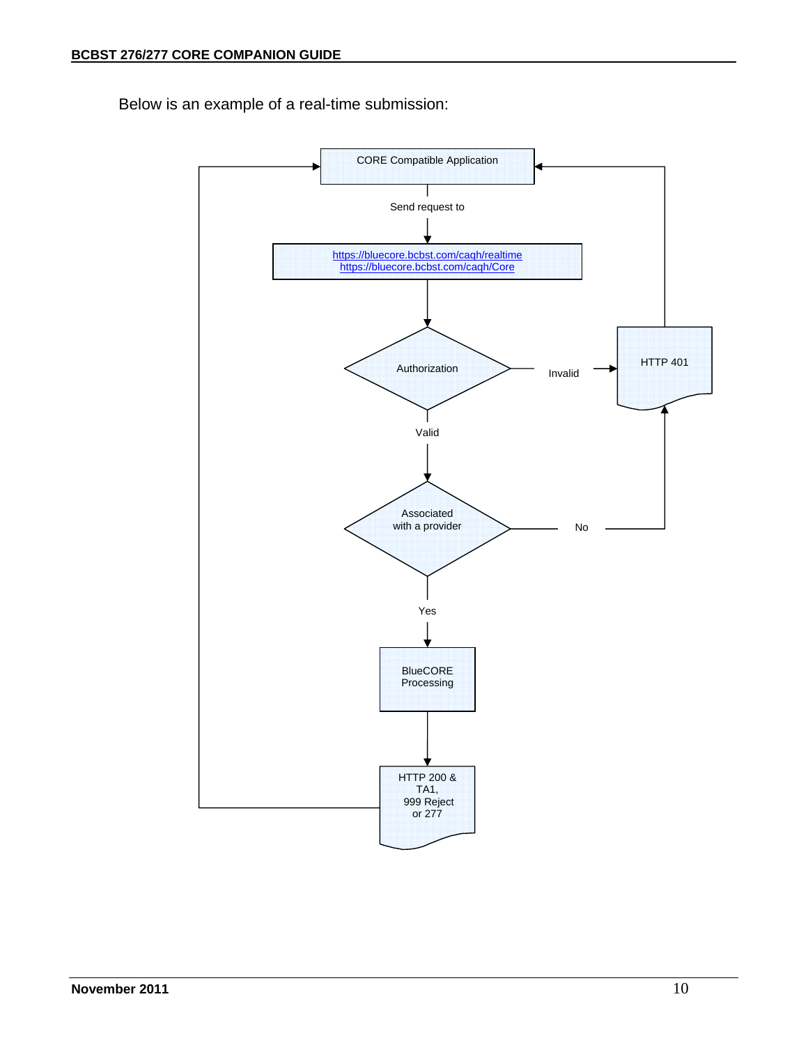Below is an example of a real-time submission:

CORE Compatible Application

Send request to

https://bluecore.bcbst.com/caqh/realtime
https://bluecore.bcbst.com/caqh/Core

Authorization

Invalid

HTTP 401

Valid

Associated with a provider

No

Yes

BlueCORE Processing

HTTP 200 & TA1, 999 Reject or 277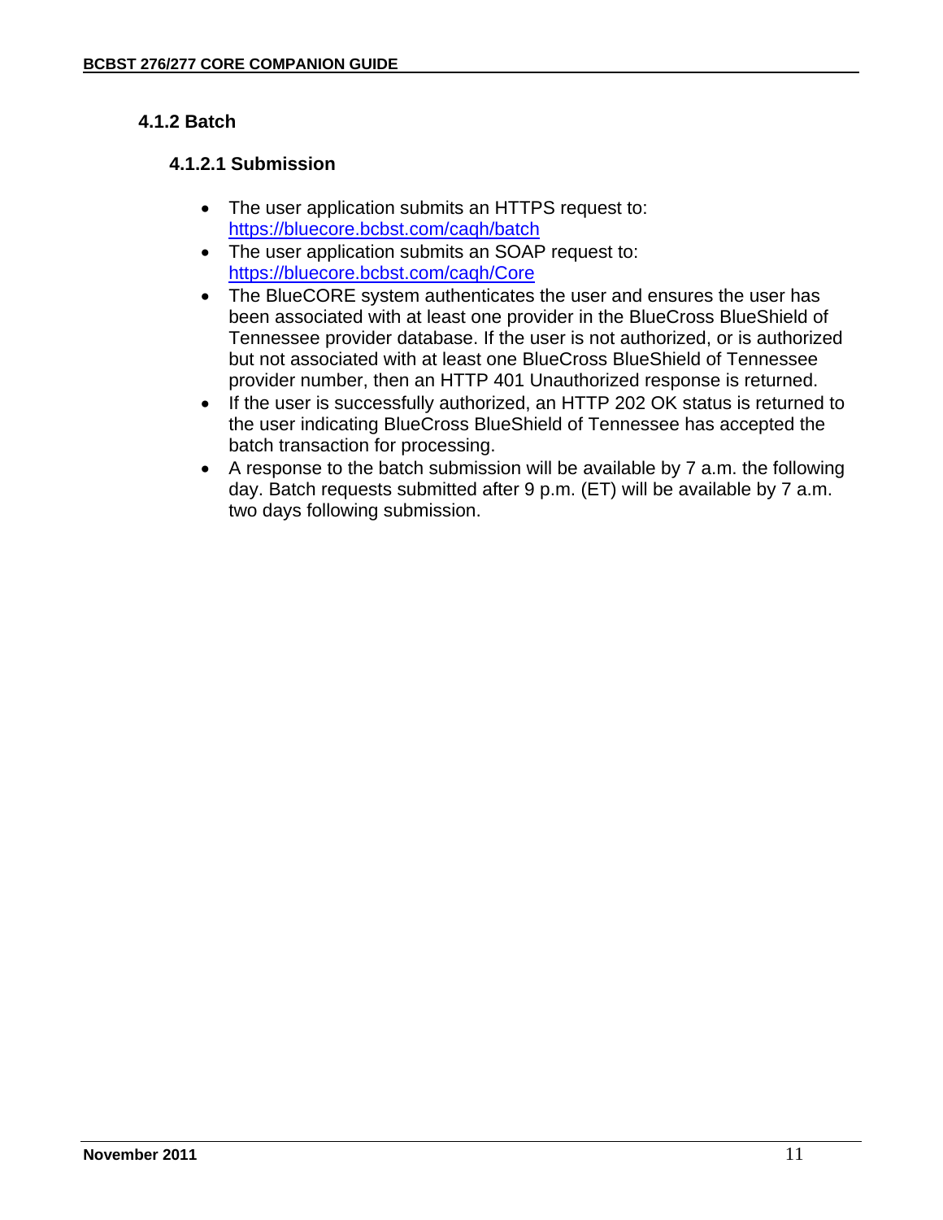### 4.1.2 Batch

#### 4.1.2.1 Submission

- The user application submits an HTTPS request to: https://bluecore.bcbst.com/caqh/batch
- The user application submits an SOAP request to: https://bluecore.bcbst.com/caqh/Core
- The BlueCORE system authenticates the user and ensures the user has been associated with at least one provider in the BlueCross BlueShield of Tennessee provider database. If the user is not authorized, or is authorized but not associated with at least one BlueCross BlueShield of Tennessee provider number, then an HTTP 401 Unauthorized response is returned.
- If the user is successfully authorized, an HTTP 202 OK status is returned to the user indicating BlueCross BlueShield of Tennessee has accepted the batch transaction for processing.
- A response to the batch submission will be available by 7 a.m. the following day. Batch requests submitted after 9 p.m. (ET) will be available by 7 a.m. two days following submission.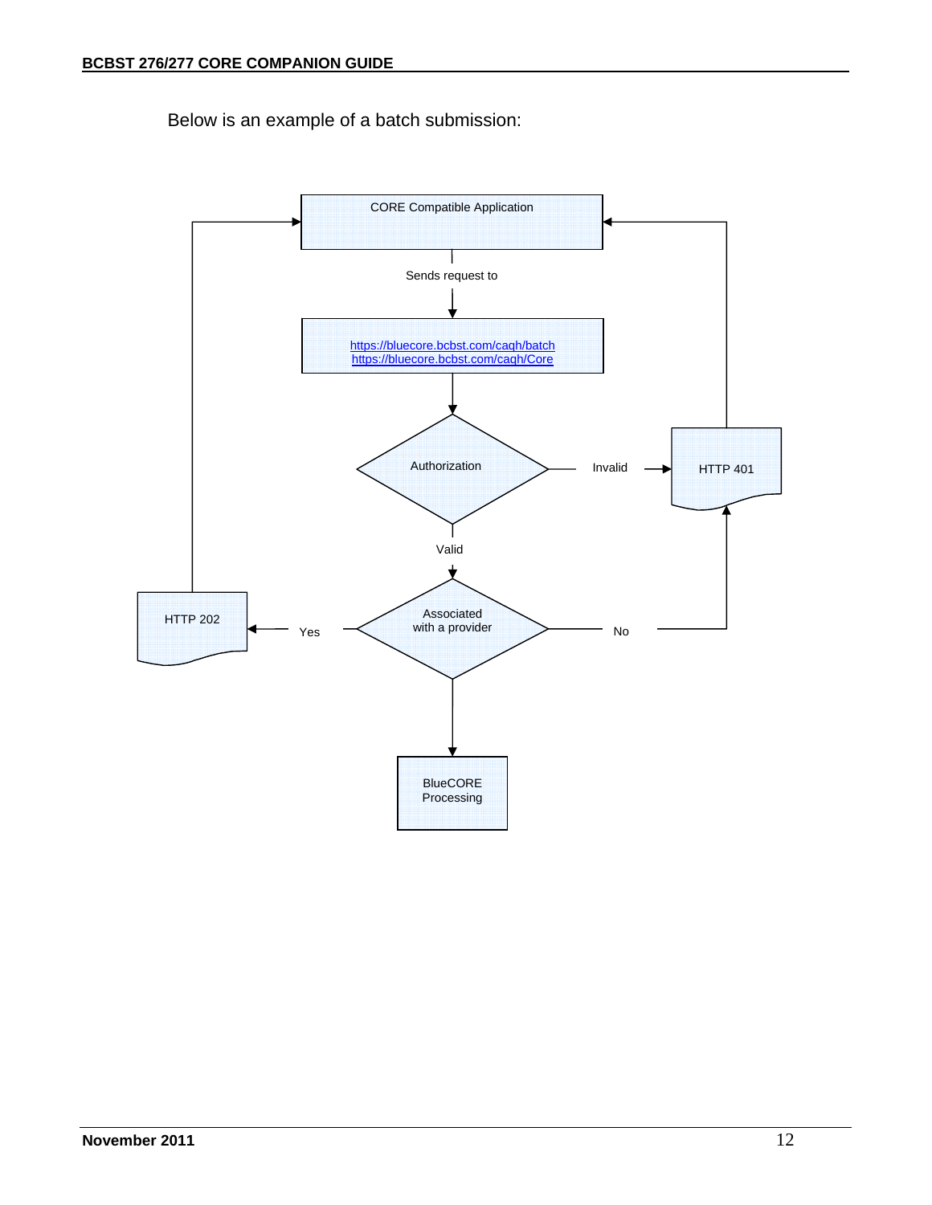Below is an example of a batch submission:

CORE Compatible Application

Sends request to

https://bluecore.bcbst.com/caqh/batch
https://bluecore.bcbst.com/caqh/Core

Authorization

Invalid

HTTP 401

Valid

Associated with a provider

Yes

HTTP 202

No

BlueCORE Processing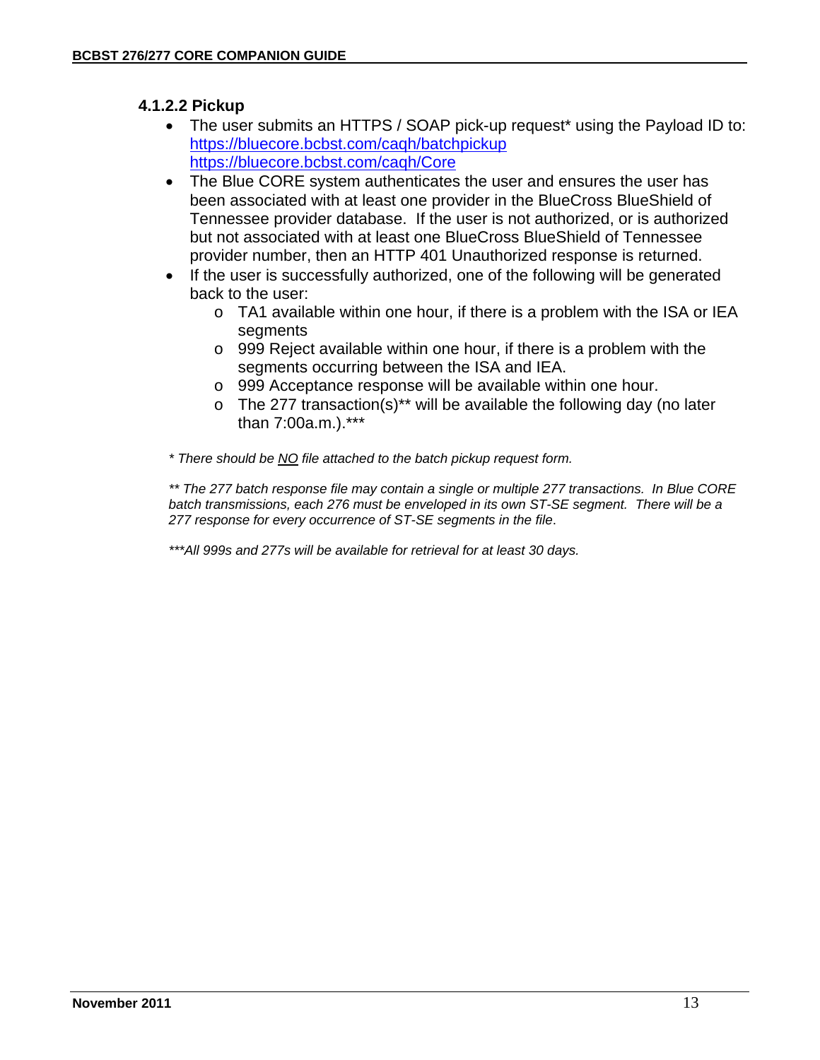#### 4.1.2.2 Pickup

- The user submits an HTTPS / SOAP pick-up request* using the Payload ID to:
  https://bluecore.bcbst.com/caqh/batchpickup
  https://bluecore.bcbst.com/caqh/Core
- The Blue CORE system authenticates the user and ensures the user has been associated with at least one provider in the BlueCross BlueShield of Tennessee provider database. If the user is not authorized, or is authorized but not associated with at least one BlueCross BlueShield of Tennessee provider number, then an HTTP 401 Unauthorized response is returned.
- If the user is successfully authorized, one of the following will be generated back to the user:
  - TA1 available within one hour, if there is a problem with the ISA or IEA segments
  - 999 Reject available within one hour, if there is a problem with the segments occurring between the ISA and IEA.
  - 999 Acceptance response will be available within one hour.
  - The 277 transaction(s)** will be available the following day (no later than 7:00a.m.).***

*\* There should be <u>NO</u> file attached to the batch pickup request form.*

*\*\* The 277 batch response file may contain a single or multiple 277 transactions. In Blue CORE batch transmissions, each 276 must be enveloped in its own ST-SE segment. There will be a 277 response for every occurrence of ST-SE segments in the file.*

*\*\*\*All 999s and 277s will be available for retrieval for at least 30 days.*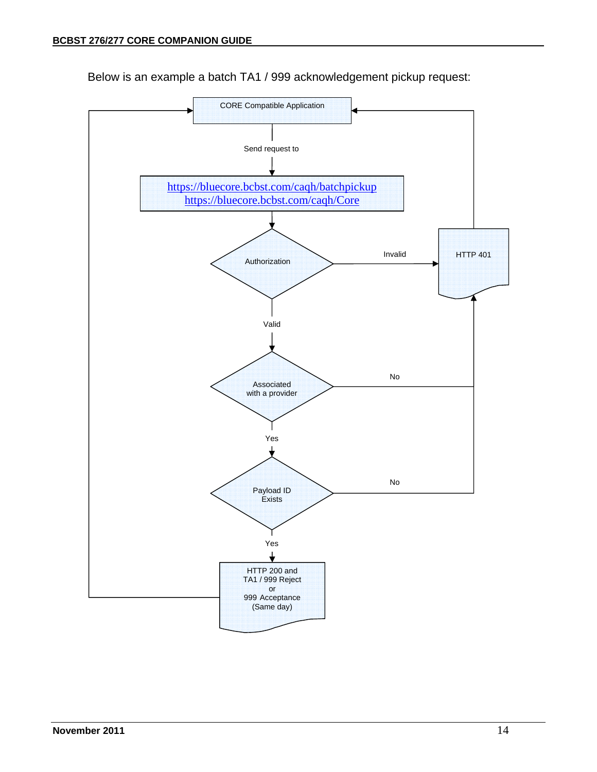Below is an example a batch TA1 / 999 acknowledgement pickup request:

CORE Compatible Application

Send request to

https://bluecore.bcbst.com/caqh/batchpickup
https://bluecore.bcbst.com/caqh/Core

Authorization

Invalid

HTTP 401

Valid

Associated with a provider

No

Yes

Payload ID Exists

No

Yes

HTTP 200 and TA1 / 999 Reject or 999 Acceptance (Same day)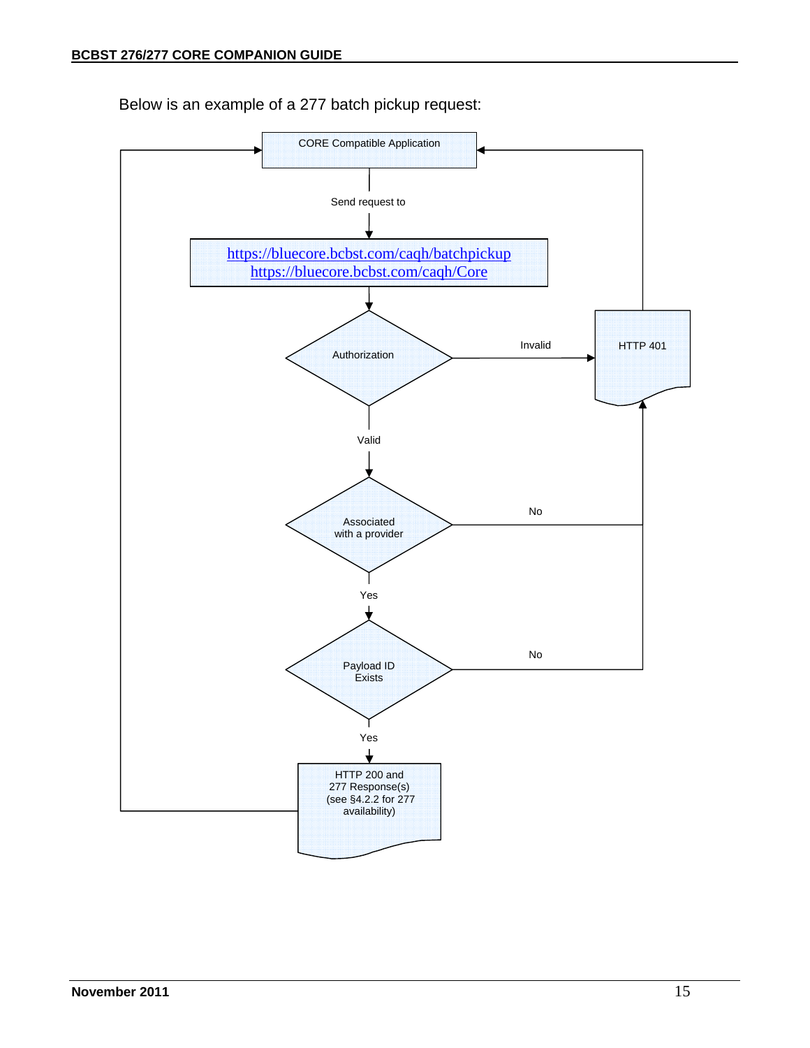Below is an example of a 277 batch pickup request:

CORE Compatible Application

Send request to

https://bluecore.bcbst.com/caqh/batchpickup
https://bluecore.bcbst.com/caqh/Core

Authorization

Invalid

HTTP 401

Valid

Associated with a provider

No

Yes

Payload ID Exists

No

Yes

HTTP 200 and 277 Response(s) (see §4.2.2 for 277 availability)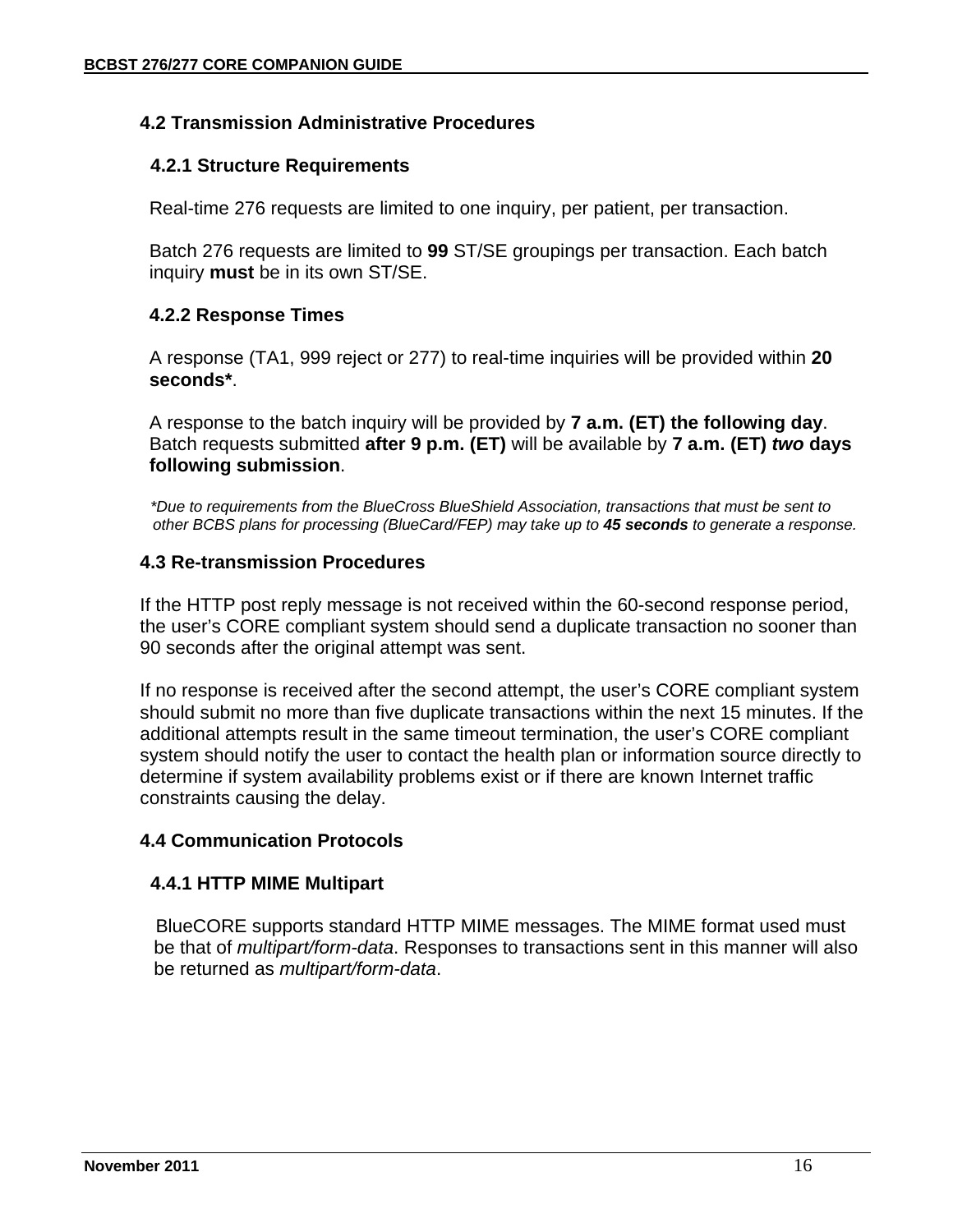## 4.2 Transmission Administrative Procedures

### 4.2.1 Structure Requirements

Real-time 276 requests are limited to one inquiry, per patient, per transaction.

Batch 276 requests are limited to **99** ST/SE groupings per transaction. Each batch inquiry **must** be in its own ST/SE.

### 4.2.2 Response Times

A response (TA1, 999 reject or 277) to real-time inquiries will be provided within **20 seconds***.

A response to the batch inquiry will be provided by **7 a.m. (ET) the following day**. Batch requests submitted **after 9 p.m. (ET)** will be available by **7 a.m. (ET) *two* days following submission**.

*\*Due to requirements from the BlueCross BlueShield Association, transactions that must be sent to other BCBS plans for processing (BlueCard/FEP) may take up to **45 seconds** to generate a response.*

## 4.3 Re-transmission Procedures

If the HTTP post reply message is not received within the 60-second response period, the user's CORE compliant system should send a duplicate transaction no sooner than 90 seconds after the original attempt was sent.

If no response is received after the second attempt, the user's CORE compliant system should submit no more than five duplicate transactions within the next 15 minutes. If the additional attempts result in the same timeout termination, the user's CORE compliant system should notify the user to contact the health plan or information source directly to determine if system availability problems exist or if there are known Internet traffic constraints causing the delay.

## 4.4 Communication Protocols

### 4.4.1 HTTP MIME Multipart

BlueCORE supports standard HTTP MIME messages. The MIME format used must be that of *multipart/form-data*. Responses to transactions sent in this manner will also be returned as *multipart/form-data*.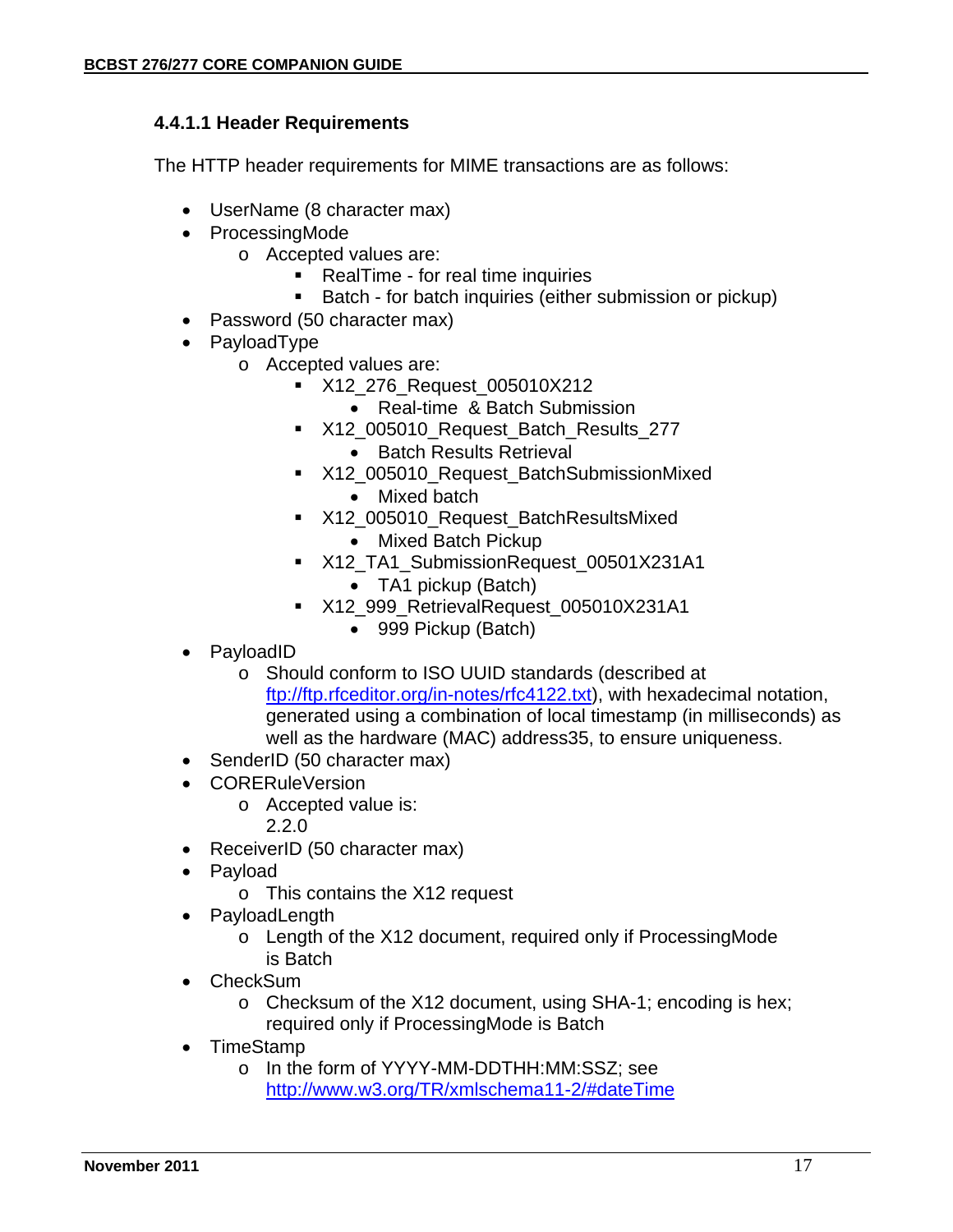#### 4.4.1.1 Header Requirements

The HTTP header requirements for MIME transactions are as follows:

- UserName (8 character max)
- ProcessingMode
  - Accepted values are:
    - RealTime - for real time inquiries
    - Batch - for batch inquiries (either submission or pickup)
- Password (50 character max)
- PayloadType
  - Accepted values are:
    - X12_276_Request_005010X212
      - Real-time & Batch Submission
    - X12_005010_Request_Batch_Results_277
      - Batch Results Retrieval
    - X12_005010_Request_BatchSubmissionMixed
      - Mixed batch
    - X12_005010_Request_BatchResultsMixed
      - Mixed Batch Pickup
    - X12_TA1_SubmissionRequest_00501X231A1
      - TA1 pickup (Batch)
    - X12_999_RetrievalRequest_005010X231A1
      - 999 Pickup (Batch)
- PayloadID
  - Should conform to ISO UUID standards (described at [ftp://ftp.rfceditor.org/in-notes/rfc4122.txt](ftp://ftp.rfceditor.org/in-notes/rfc4122.txt)), with hexadecimal notation, generated using a combination of local timestamp (in milliseconds) as well as the hardware (MAC) address35, to ensure uniqueness.
- SenderID (50 character max)
- CORERuleVersion
  - Accepted value is:
    2.2.0
- ReceiverID (50 character max)
- Payload
  - This contains the X12 request
- PayloadLength
  - Length of the X12 document, required only if ProcessingMode is Batch
- CheckSum
  - Checksum of the X12 document, using SHA-1; encoding is hex; required only if ProcessingMode is Batch
- TimeStamp
  - In the form of YYYY-MM-DDTHH:MM:SSZ; see [http://www.w3.org/TR/xmlschema11-2/#dateTime](http://www.w3.org/TR/xmlschema11-2/#dateTime)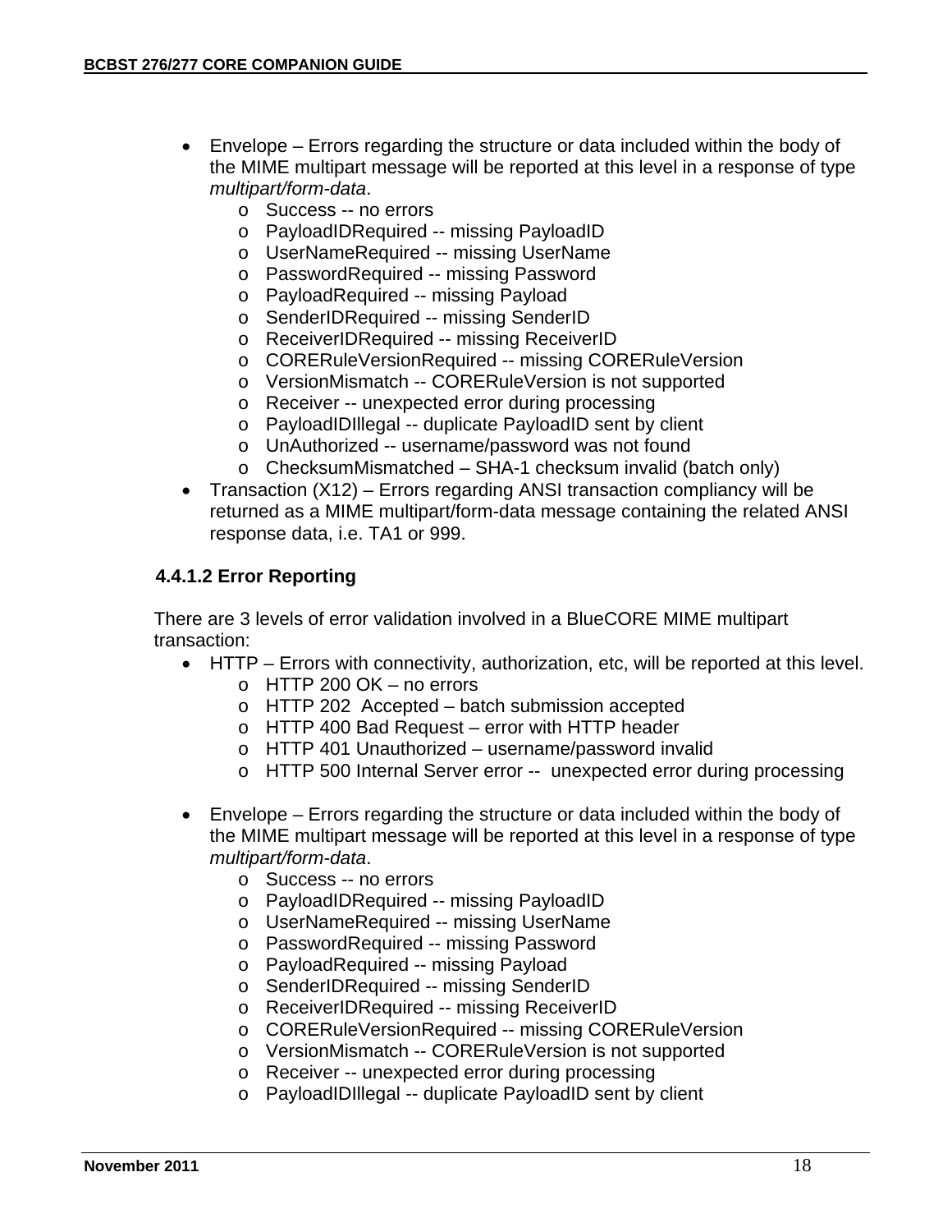- Envelope – Errors regarding the structure or data included within the body of the MIME multipart message will be reported at this level in a response of type *multipart/form-data*.
  - Success -- no errors
  - PayloadIDRequired -- missing PayloadID
  - UserNameRequired -- missing UserName
  - PasswordRequired -- missing Password
  - PayloadRequired -- missing Payload
  - SenderIDRequired -- missing SenderID
  - ReceiverIDRequired -- missing ReceiverID
  - CORERuleVersionRequired -- missing CORERuleVersion
  - VersionMismatch -- CORERuleVersion is not supported
  - Receiver -- unexpected error during processing
  - PayloadIDIllegal -- duplicate PayloadID sent by client
  - UnAuthorized -- username/password was not found
  - ChecksumMismatched – SHA-1 checksum invalid (batch only)
- Transaction (X12) – Errors regarding ANSI transaction compliancy will be returned as a MIME multipart/form-data message containing the related ANSI response data, i.e. TA1 or 999.

#### 4.4.1.2 Error Reporting

There are 3 levels of error validation involved in a BlueCORE MIME multipart transaction:

- HTTP – Errors with connectivity, authorization, etc, will be reported at this level.
  - HTTP 200 OK – no errors
  - HTTP 202 Accepted – batch submission accepted
  - HTTP 400 Bad Request – error with HTTP header
  - HTTP 401 Unauthorized – username/password invalid
  - HTTP 500 Internal Server error -- unexpected error during processing

- Envelope – Errors regarding the structure or data included within the body of the MIME multipart message will be reported at this level in a response of type *multipart/form-data*.
  - Success -- no errors
  - PayloadIDRequired -- missing PayloadID
  - UserNameRequired -- missing UserName
  - PasswordRequired -- missing Password
  - PayloadRequired -- missing Payload
  - SenderIDRequired -- missing SenderID
  - ReceiverIDRequired -- missing ReceiverID
  - CORERuleVersionRequired -- missing CORERuleVersion
  - VersionMismatch -- CORERuleVersion is not supported
  - Receiver -- unexpected error during processing
  - PayloadIDIllegal -- duplicate PayloadID sent by client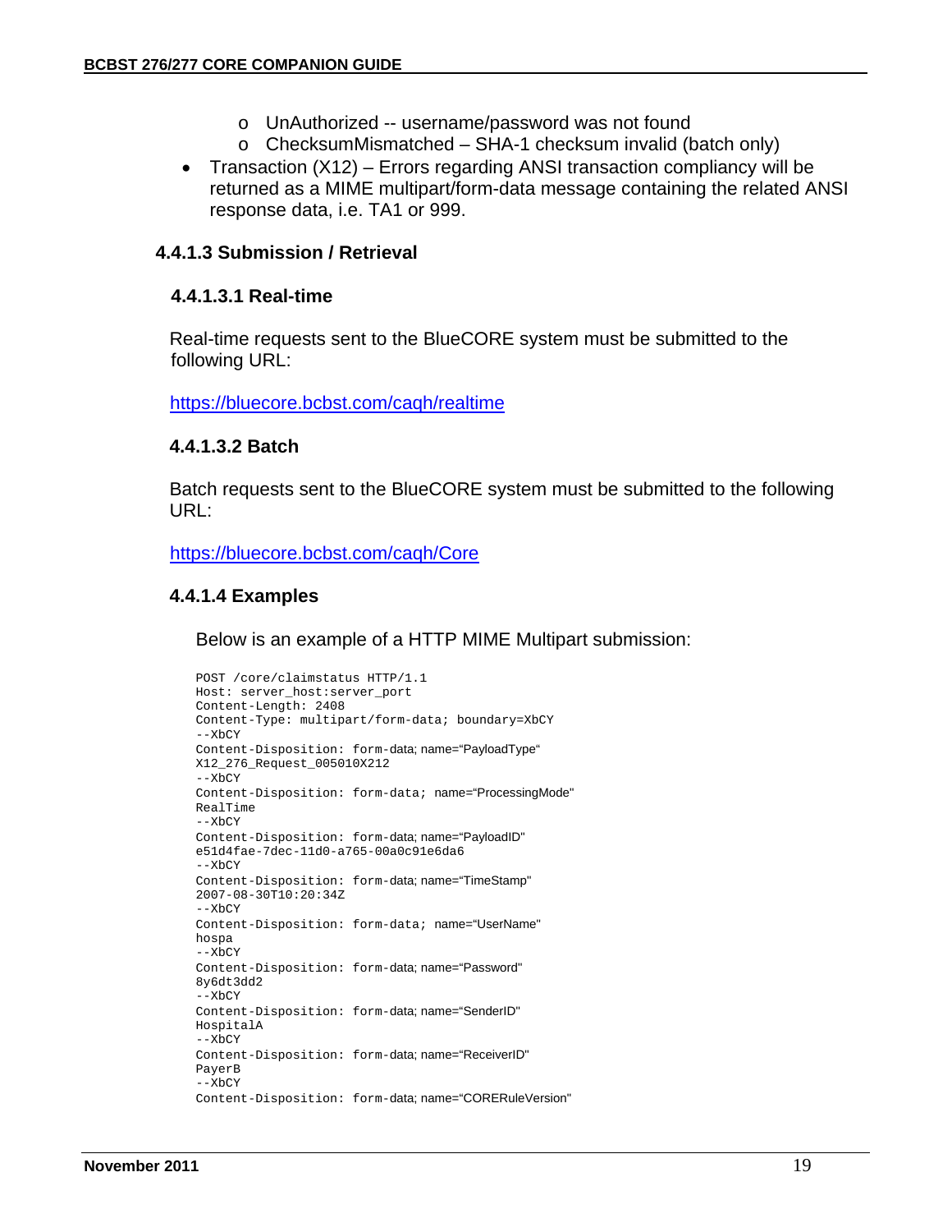- o UnAuthorized -- username/password was not found
  - o ChecksumMismatched – SHA-1 checksum invalid (batch only)
- Transaction (X12) – Errors regarding ANSI transaction compliancy will be returned as a MIME multipart/form-data message containing the related ANSI response data, i.e. TA1 or 999.

#### 4.4.1.3 Submission / Retrieval

##### 4.4.1.3.1 Real-time

Real-time requests sent to the BlueCORE system must be submitted to the following URL:

https://bluecore.bcbst.com/caqh/realtime

##### 4.4.1.3.2 Batch

Batch requests sent to the BlueCORE system must be submitted to the following URL:

https://bluecore.bcbst.com/caqh/Core

#### 4.4.1.4 Examples

Below is an example of a HTTP MIME Multipart submission:

```
POST /core/claimstatus HTTP/1.1
Host: server_host:server_port
Content-Length: 2408
Content-Type: multipart/form-data; boundary=XbCY
--XbCY
Content-Disposition: form-data; name=“PayloadType“
X12_276_Request_005010X212
--XbCY
Content-Disposition: form-data; name=“ProcessingMode"
RealTime
--XbCY
Content-Disposition: form-data; name=“PayloadID"
e51d4fae-7dec-11d0-a765-00a0c91e6da6
--XbCY
Content-Disposition: form-data; name=“TimeStamp"
2007-08-30T10:20:34Z
--XbCY
Content-Disposition: form-data; name=“UserName"
hospa
--XbCY
Content-Disposition: form-data; name=“Password"
8y6dt3dd2
--XbCY
Content-Disposition: form-data; name=“SenderID"
HospitalA
--XbCY
Content-Disposition: form-data; name=“ReceiverID"
PayerB
--XbCY
Content-Disposition: form-data; name=“CORERuleVersion"
```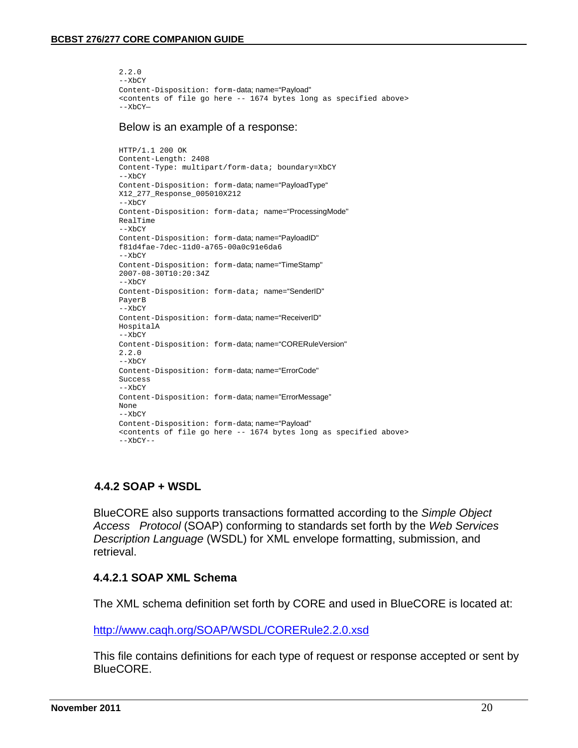```
2.2.0
--XbCY
Content-Disposition: form-data; name="Payload"
<contents of file go here -- 1674 bytes long as specified above>
--XbCY—
```

Below is an example of a response:

```
HTTP/1.1 200 OK
Content-Length: 2408
Content-Type: multipart/form-data; boundary=XbCY
--XbCY
Content-Disposition: form-data; name="PayloadType"
X12_277_Response_005010X212
--XbCY
Content-Disposition: form-data; name="ProcessingMode"
RealTime
--XbCY
Content-Disposition: form-data; name="PayloadID"
f81d4fae-7dec-11d0-a765-00a0c91e6da6
--XbCY
Content-Disposition: form-data; name="TimeStamp"
2007-08-30T10:20:34Z
--XbCY
Content-Disposition: form-data; name="SenderID"
PayerB
--XbCY
Content-Disposition: form-data; name="ReceiverID"
HospitalA
--XbCY
Content-Disposition: form-data; name="CORERuleVersion"
2.2.0
--XbCY
Content-Disposition: form-data; name="ErrorCode"
Success
--XbCY
Content-Disposition: form-data; name="ErrorMessage"
None
--XbCY
Content-Disposition: form-data; name="Payload"
<contents of file go here -- 1674 bytes long as specified above>
--XbCY--
```

### 4.4.2 SOAP + WSDL

BlueCORE also supports transactions formatted according to the *Simple Object Access Protocol* (SOAP) conforming to standards set forth by the *Web Services Description Language* (WSDL) for XML envelope formatting, submission, and retrieval.

#### 4.4.2.1 SOAP XML Schema

The XML schema definition set forth by CORE and used in BlueCORE is located at:

http://www.caqh.org/SOAP/WSDL/CORERule2.2.0.xsd

This file contains definitions for each type of request or response accepted or sent by BlueCORE.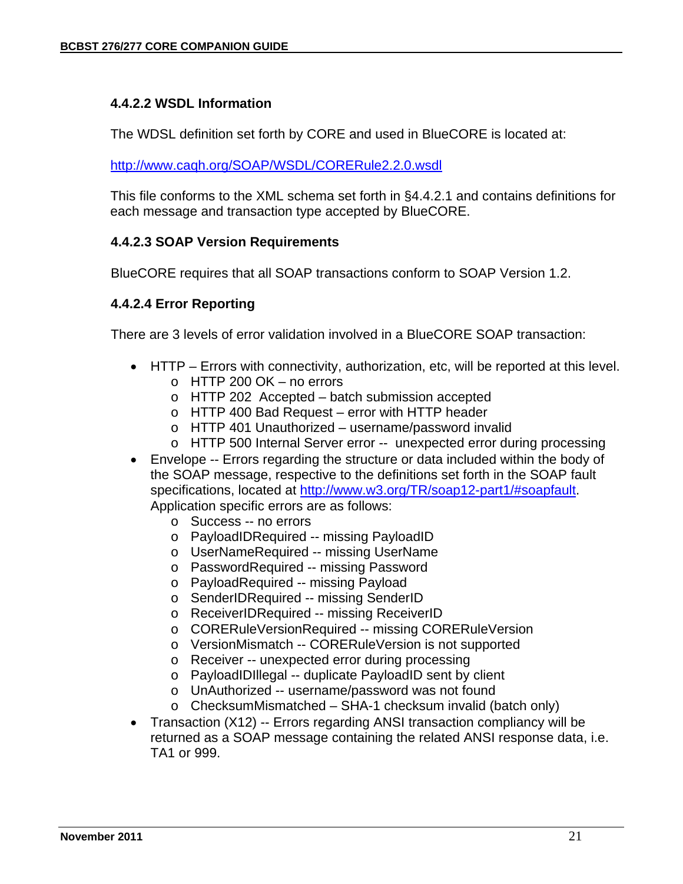#### 4.4.2.2 WSDL Information

The WDSL definition set forth by CORE and used in BlueCORE is located at:

http://www.caqh.org/SOAP/WSDL/CORERule2.2.0.wsdl

This file conforms to the XML schema set forth in §4.4.2.1 and contains definitions for each message and transaction type accepted by BlueCORE.

#### 4.4.2.3 SOAP Version Requirements

BlueCORE requires that all SOAP transactions conform to SOAP Version 1.2.

#### 4.4.2.4 Error Reporting

There are 3 levels of error validation involved in a BlueCORE SOAP transaction:

- HTTP – Errors with connectivity, authorization, etc, will be reported at this level.
  - HTTP 200 OK – no errors
  - HTTP 202 Accepted – batch submission accepted
  - HTTP 400 Bad Request – error with HTTP header
  - HTTP 401 Unauthorized – username/password invalid
  - HTTP 500 Internal Server error -- unexpected error during processing
- Envelope -- Errors regarding the structure or data included within the body of the SOAP message, respective to the definitions set forth in the SOAP fault specifications, located at http://www.w3.org/TR/soap12-part1/#soapfault. Application specific errors are as follows:
  - Success -- no errors
  - PayloadIDRequired -- missing PayloadID
  - UserNameRequired -- missing UserName
  - PasswordRequired -- missing Password
  - PayloadRequired -- missing Payload
  - SenderIDRequired -- missing SenderID
  - ReceiverIDRequired -- missing ReceiverID
  - CORERuleVersionRequired -- missing CORERuleVersion
  - VersionMismatch -- CORERuleVersion is not supported
  - Receiver -- unexpected error during processing
  - PayloadIDIllegal -- duplicate PayloadID sent by client
  - UnAuthorized -- username/password was not found
  - ChecksumMismatched – SHA-1 checksum invalid (batch only)
- Transaction (X12) -- Errors regarding ANSI transaction compliancy will be returned as a SOAP message containing the related ANSI response data, i.e. TA1 or 999.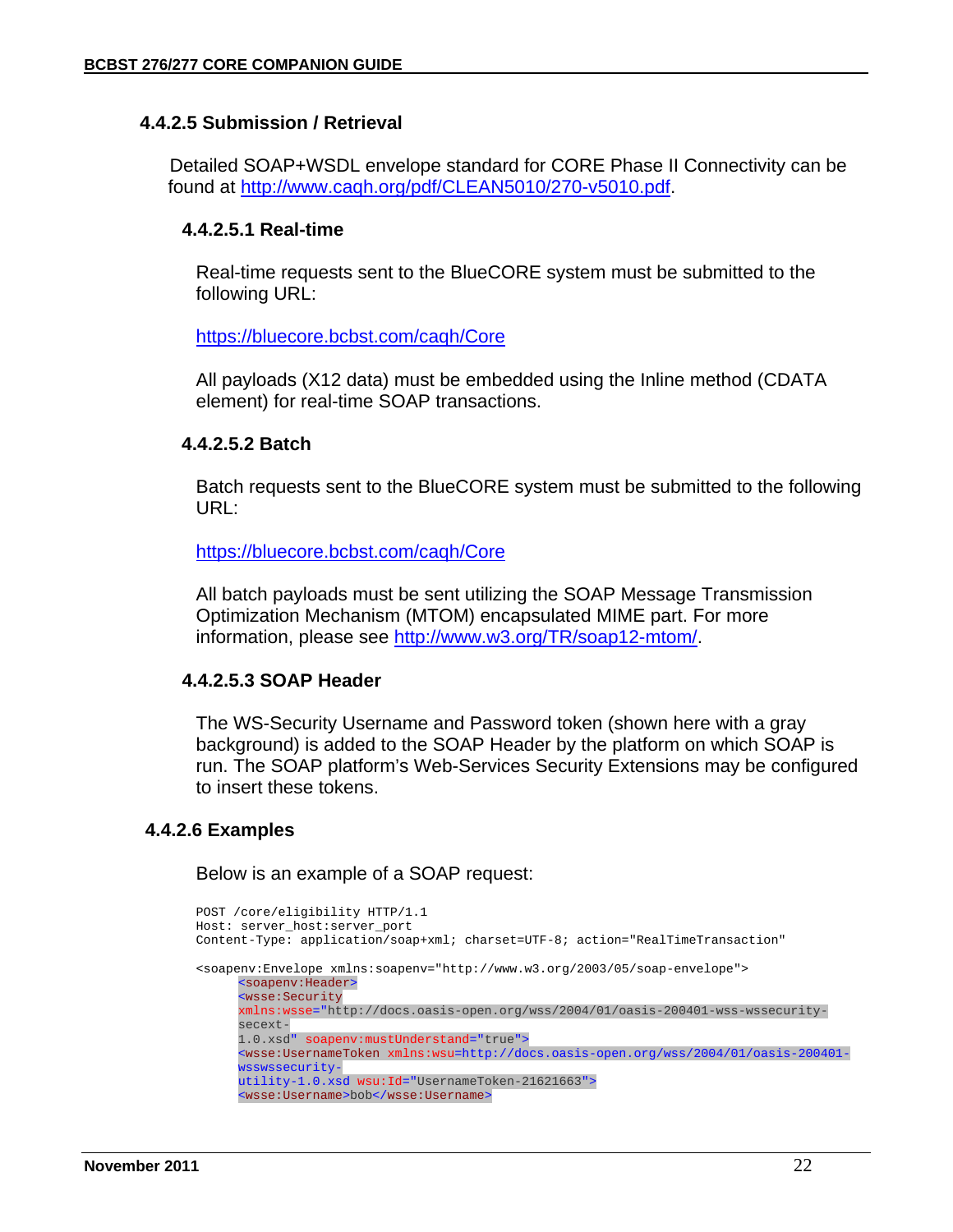#### 4.4.2.5 Submission / Retrieval

Detailed SOAP+WSDL envelope standard for CORE Phase II Connectivity can be found at http://www.caqh.org/pdf/CLEAN5010/270-v5010.pdf.

##### 4.4.2.5.1 Real-time

Real-time requests sent to the BlueCORE system must be submitted to the following URL:

https://bluecore.bcbst.com/caqh/Core

All payloads (X12 data) must be embedded using the Inline method (CDATA element) for real-time SOAP transactions.

##### 4.4.2.5.2 Batch

Batch requests sent to the BlueCORE system must be submitted to the following URL:

https://bluecore.bcbst.com/caqh/Core

All batch payloads must be sent utilizing the SOAP Message Transmission Optimization Mechanism (MTOM) encapsulated MIME part. For more information, please see http://www.w3.org/TR/soap12-mtom/.

##### 4.4.2.5.3 SOAP Header

The WS-Security Username and Password token (shown here with a gray background) is added to the SOAP Header by the platform on which SOAP is run. The SOAP platform's Web-Services Security Extensions may be configured to insert these tokens.

#### 4.4.2.6 Examples

Below is an example of a SOAP request:

```
POST /core/eligibility HTTP/1.1
Host: server_host:server_port
Content-Type: application/soap+xml; charset=UTF-8; action="RealTimeTransaction"

<soapenv:Envelope xmlns:soapenv="http://www.w3.org/2003/05/soap-envelope">
      <soapenv:Header>
      <wsse:Security
      xmlns:wsse="http://docs.oasis-open.org/wss/2004/01/oasis-200401-wss-wssecurity-
      secext-
      1.0.xsd" soapenv:mustUnderstand="true">
      <wsse:UsernameToken xmlns:wsu=http://docs.oasis-open.org/wss/2004/01/oasis-200401-
      wsswssecurity-
      utility-1.0.xsd wsu:Id="UsernameToken-21621663">
      <wsse:Username>bob</wsse:Username>
```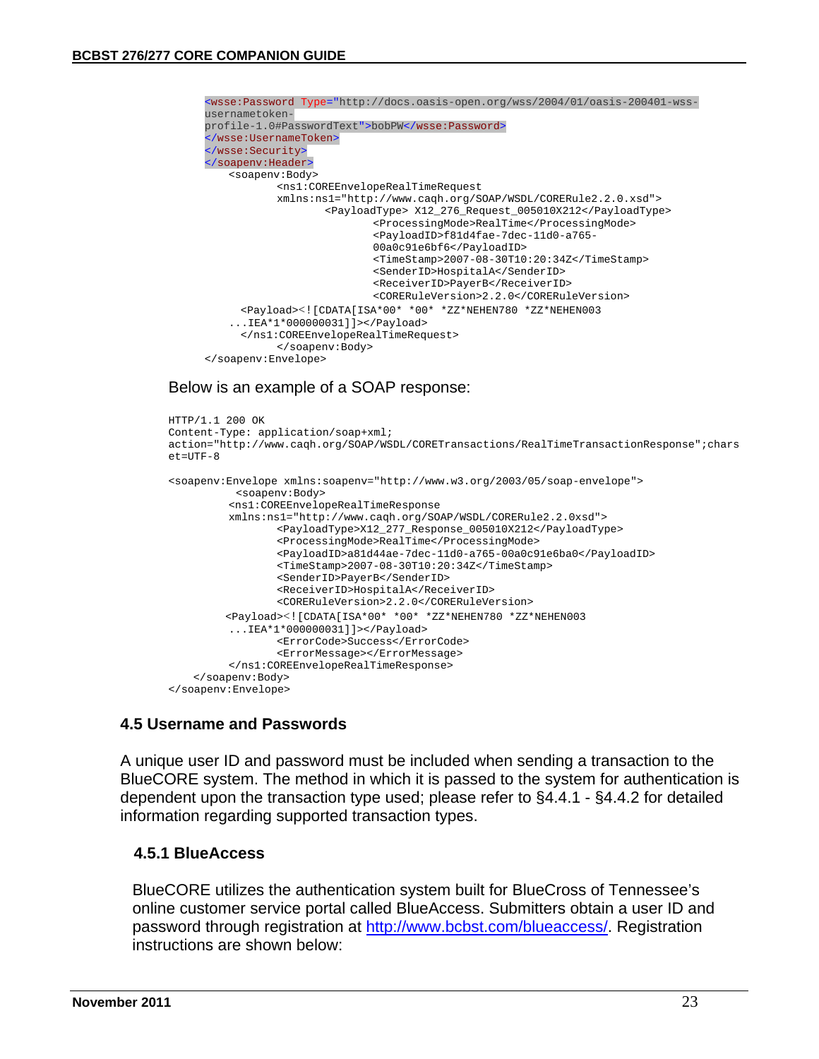```
<wsse:Password Type="http://docs.oasis-open.org/wss/2004/01/oasis-200401-wss-usernametoken-
profile-1.0#PasswordText">bobPW</wsse:Password>
</wsse:UsernameToken>
</wsse:Security>
</soapenv:Header>
    <soapenv:Body>
            <ns1:COREEnvelopeRealTimeRequest
            xmlns:ns1="http://www.caqh.org/SOAP/WSDL/CORERule2.2.0.xsd">
                    <PayloadType> X12_276_Request_005010X212</PayloadType>
                            <ProcessingMode>RealTime</ProcessingMode>
                            <PayloadID>f81d4fae-7dec-11d0-a765-
                            00a0c91e6bf6</PayloadID>
                            <TimeStamp>2007-08-30T10:20:34Z</TimeStamp>
                            <SenderID>HospitalA</SenderID>
                            <ReceiverID>PayerB</ReceiverID>
                            <CORERuleVersion>2.2.0</CORERuleVersion>
      <Payload><![CDATA[ISA*00* *00* *ZZ*NEHEN780 *ZZ*NEHEN003
    ...IEA*1*000000031]]></Payload>
      </ns1:COREEnvelopeRealTimeRequest>
            </soapenv:Body>
</soapenv:Envelope>
```

Below is an example of a SOAP response:

```
HTTP/1.1 200 OK
Content-Type: application/soap+xml;
action="http://www.caqh.org/SOAP/WSDL/CORETransactions/RealTimeTransactionResponse";chars
et=UTF-8

<soapenv:Envelope xmlns:soapenv="http://www.w3.org/2003/05/soap-envelope">
          <soapenv:Body>
         <ns1:COREEnvelopeRealTimeResponse
         xmlns:ns1="http://www.caqh.org/SOAP/WSDL/CORERule2.2.0xsd">
                 <PayloadType>X12_277_Response_005010X212</PayloadType>
                 <ProcessingMode>RealTime</ProcessingMode>
                 <PayloadID>a81d44ae-7dec-11d0-a765-00a0c91e6ba0</PayloadID>
                 <TimeStamp>2007-08-30T10:20:34Z</TimeStamp>
                 <SenderID>PayerB</SenderID>
                 <ReceiverID>HospitalA</ReceiverID>
                 <CORERuleVersion>2.2.0</CORERuleVersion>
        <Payload><![CDATA[ISA*00* *00* *ZZ*NEHEN780 *ZZ*NEHEN003
         ...IEA*1*000000031]]></Payload>
                 <ErrorCode>Success</ErrorCode>
                 <ErrorMessage></ErrorMessage>
         </ns1:COREEnvelopeRealTimeResponse>
    </soapenv:Body>
</soapenv:Envelope>
```

## 4.5 Username and Passwords

A unique user ID and password must be included when sending a transaction to the BlueCORE system. The method in which it is passed to the system for authentication is dependent upon the transaction type used; please refer to §4.4.1 - §4.4.2 for detailed information regarding supported transaction types.

### 4.5.1 BlueAccess

BlueCORE utilizes the authentication system built for BlueCross of Tennessee's online customer service portal called BlueAccess. Submitters obtain a user ID and password through registration at http://www.bcbst.com/blueaccess/. Registration instructions are shown below: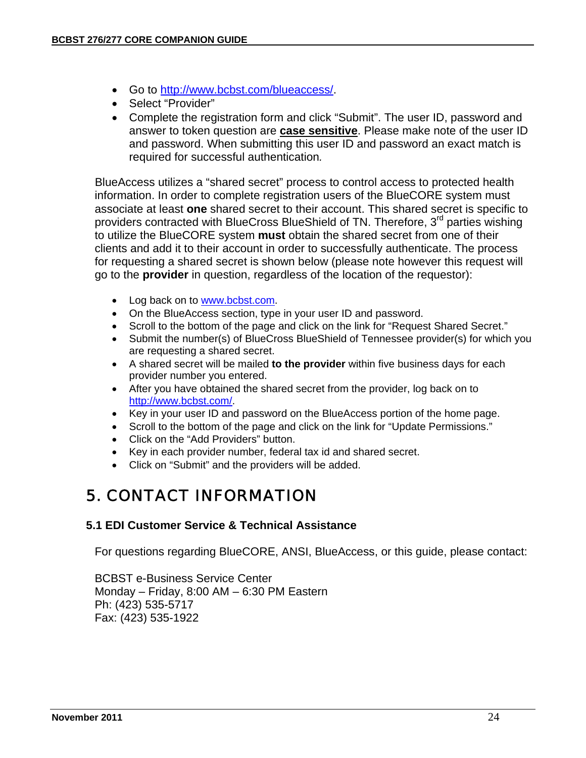- Go to http://www.bcbst.com/blueaccess/.
- Select "Provider"
- Complete the registration form and click "Submit". The user ID, password and answer to token question are **case sensitive**. Please make note of the user ID and password. When submitting this user ID and password an exact match is required for successful authentication.

BlueAccess utilizes a "shared secret" process to control access to protected health information. In order to complete registration users of the BlueCORE system must associate at least **one** shared secret to their account. This shared secret is specific to providers contracted with BlueCross BlueShield of TN. Therefore, 3rd parties wishing to utilize the BlueCORE system **must** obtain the shared secret from one of their clients and add it to their account in order to successfully authenticate. The process for requesting a shared secret is shown below (please note however this request will go to the **provider** in question, regardless of the location of the requestor):

- Log back on to www.bcbst.com.
- On the BlueAccess section, type in your user ID and password.
- Scroll to the bottom of the page and click on the link for "Request Shared Secret."
- Submit the number(s) of BlueCross BlueShield of Tennessee provider(s) for which you are requesting a shared secret.
- A shared secret will be mailed **to the provider** within five business days for each provider number you entered.
- After you have obtained the shared secret from the provider, log back on to http://www.bcbst.com/.
- Key in your user ID and password on the BlueAccess portion of the home page.
- Scroll to the bottom of the page and click on the link for "Update Permissions."
- Click on the "Add Providers" button.
- Key in each provider number, federal tax id and shared secret.
- Click on "Submit" and the providers will be added.

# 5. CONTACT INFORMATION

### 5.1 EDI Customer Service & Technical Assistance

For questions regarding BlueCORE, ANSI, BlueAccess, or this guide, please contact:

BCBST e-Business Service Center
Monday – Friday, 8:00 AM – 6:30 PM Eastern
Ph: (423) 535-5717
Fax: (423) 535-1922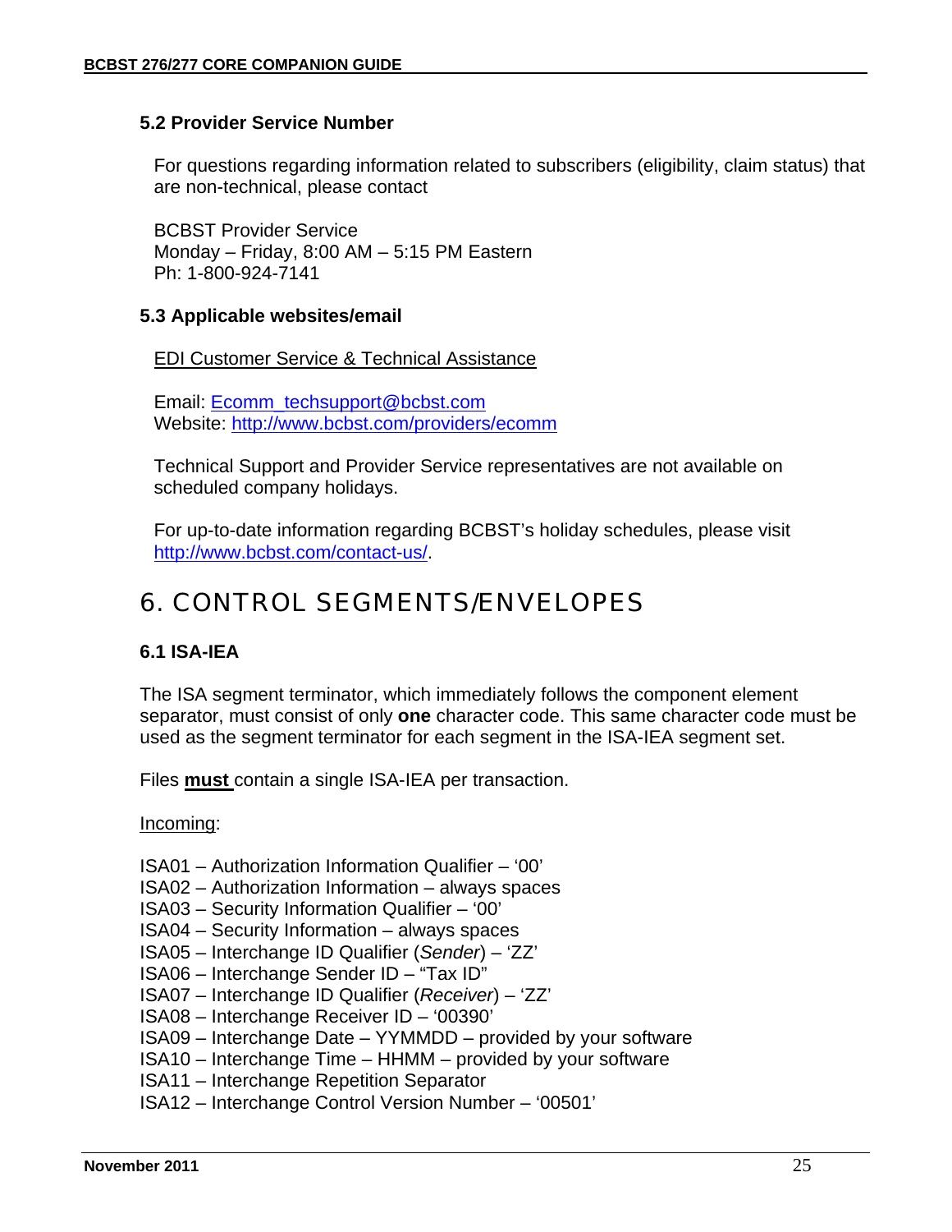### 5.2 Provider Service Number

For questions regarding information related to subscribers (eligibility, claim status) that are non-technical, please contact

BCBST Provider Service
Monday – Friday, 8:00 AM – 5:15 PM Eastern
Ph: 1-800-924-7141

### 5.3 Applicable websites/email

EDI Customer Service & Technical Assistance

Email: Ecomm_techsupport@bcbst.com
Website: http://www.bcbst.com/providers/ecomm

Technical Support and Provider Service representatives are not available on scheduled company holidays.

For up-to-date information regarding BCBST's holiday schedules, please visit http://www.bcbst.com/contact-us/.

## 6. CONTROL SEGMENTS/ENVELOPES

### 6.1 ISA-IEA

The ISA segment terminator, which immediately follows the component element separator, must consist of only **one** character code. This same character code must be used as the segment terminator for each segment in the ISA-IEA segment set.

Files **must** contain a single ISA-IEA per transaction.

Incoming:

ISA01 – Authorization Information Qualifier – '00'
ISA02 – Authorization Information – always spaces
ISA03 – Security Information Qualifier – '00'
ISA04 – Security Information – always spaces
ISA05 – Interchange ID Qualifier (*Sender*) – 'ZZ'
ISA06 – Interchange Sender ID – "Tax ID"
ISA07 – Interchange ID Qualifier (*Receiver*) – 'ZZ'
ISA08 – Interchange Receiver ID – '00390'
ISA09 – Interchange Date – YYMMDD – provided by your software
ISA10 – Interchange Time – HHMM – provided by your software
ISA11 – Interchange Repetition Separator
ISA12 – Interchange Control Version Number – '00501'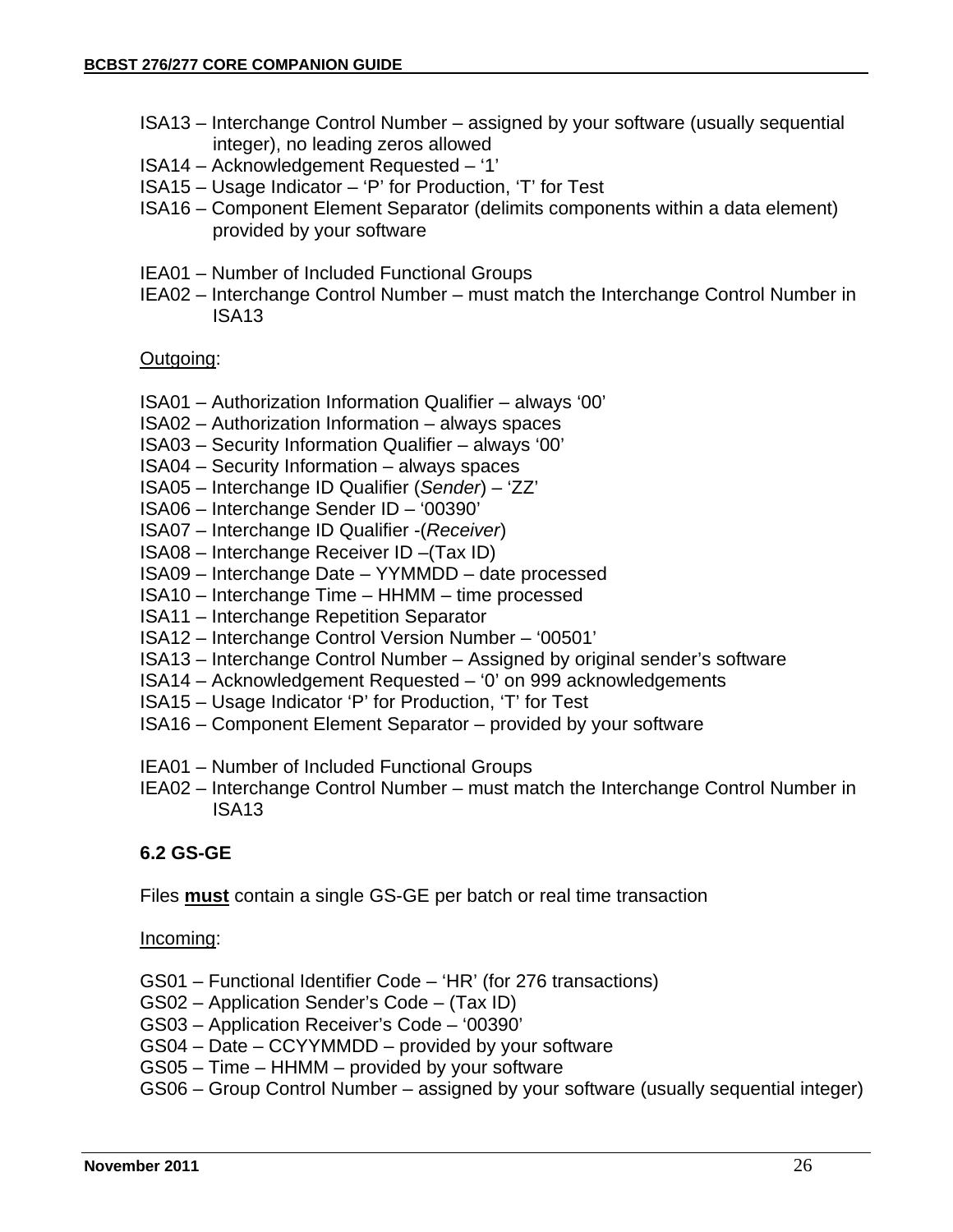ISA13 – Interchange Control Number – assigned by your software (usually sequential integer), no leading zeros allowed
ISA14 – Acknowledgement Requested – '1'
ISA15 – Usage Indicator – 'P' for Production, 'T' for Test
ISA16 – Component Element Separator (delimits components within a data element) provided by your software

IEA01 – Number of Included Functional Groups
IEA02 – Interchange Control Number – must match the Interchange Control Number in ISA13

Outgoing:

ISA01 – Authorization Information Qualifier – always '00'
ISA02 – Authorization Information – always spaces
ISA03 – Security Information Qualifier – always '00'
ISA04 – Security Information – always spaces
ISA05 – Interchange ID Qualifier (*Sender*) – 'ZZ'
ISA06 – Interchange Sender ID – '00390'
ISA07 – Interchange ID Qualifier -(*Receiver*)
ISA08 – Interchange Receiver ID –(Tax ID)
ISA09 – Interchange Date – YYMMDD – date processed
ISA10 – Interchange Time – HHMM – time processed
ISA11 – Interchange Repetition Separator
ISA12 – Interchange Control Version Number – '00501'
ISA13 – Interchange Control Number – Assigned by original sender's software
ISA14 – Acknowledgement Requested – '0' on 999 acknowledgements
ISA15 – Usage Indicator 'P' for Production, 'T' for Test
ISA16 – Component Element Separator – provided by your software

IEA01 – Number of Included Functional Groups
IEA02 – Interchange Control Number – must match the Interchange Control Number in ISA13

### 6.2 GS-GE

Files **must** contain a single GS-GE per batch or real time transaction

Incoming:

GS01 – Functional Identifier Code – 'HR' (for 276 transactions)
GS02 – Application Sender's Code – (Tax ID)
GS03 – Application Receiver's Code – '00390'
GS04 – Date – CCYYMMDD – provided by your software
GS05 – Time – HHMM – provided by your software
GS06 – Group Control Number – assigned by your software (usually sequential integer)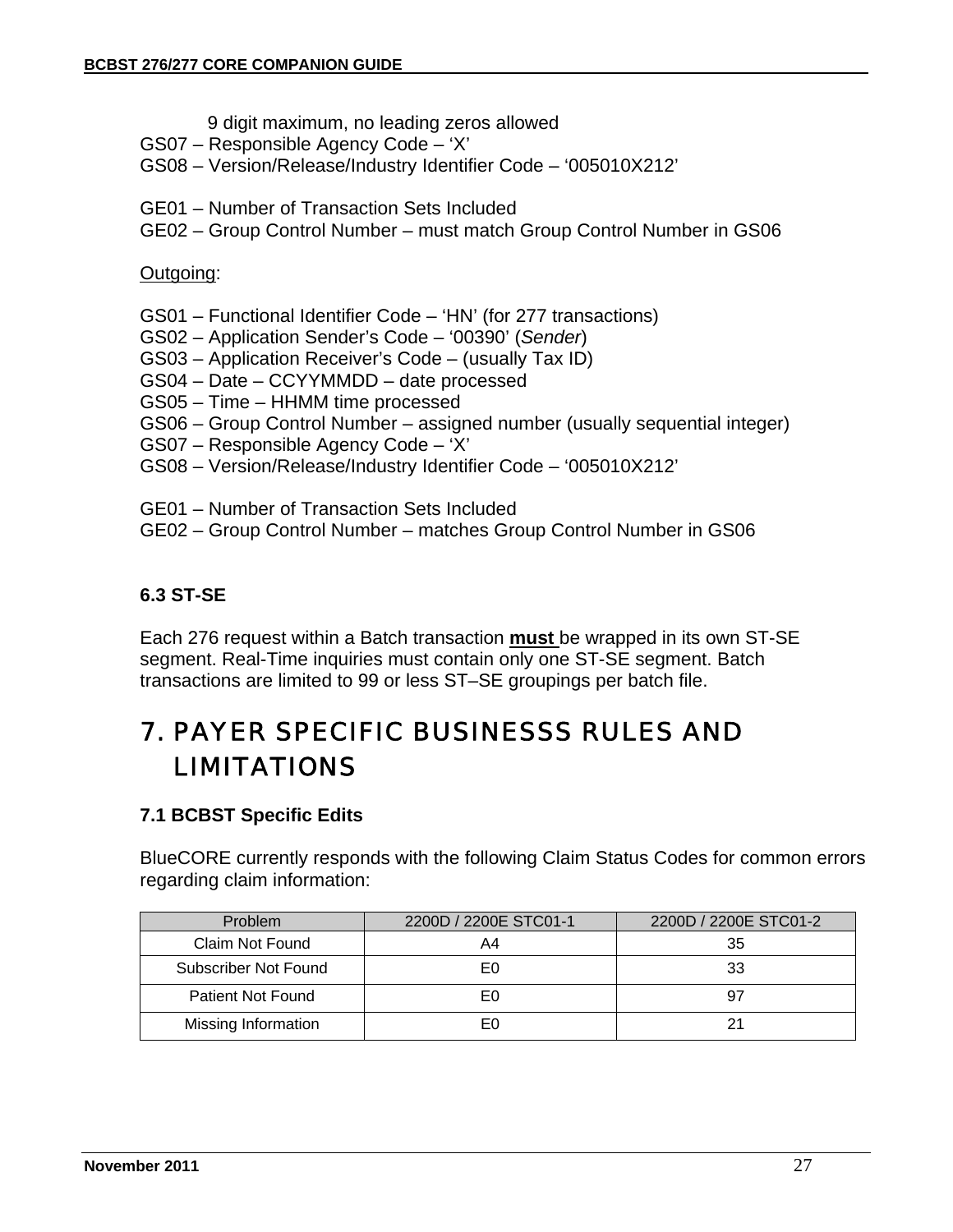9 digit maximum, no leading zeros allowed

GS07 – Responsible Agency Code – 'X'
GS08 – Version/Release/Industry Identifier Code – '005010X212'

GE01 – Number of Transaction Sets Included
GE02 – Group Control Number – must match Group Control Number in GS06

Outgoing:

GS01 – Functional Identifier Code – 'HN' (for 277 transactions)
GS02 – Application Sender's Code – '00390' (*Sender*)
GS03 – Application Receiver's Code – (usually Tax ID)
GS04 – Date – CCYYMMDD – date processed
GS05 – Time – HHMM time processed
GS06 – Group Control Number – assigned number (usually sequential integer)
GS07 – Responsible Agency Code – 'X'
GS08 – Version/Release/Industry Identifier Code – '005010X212'

GE01 – Number of Transaction Sets Included
GE02 – Group Control Number – matches Group Control Number in GS06

### 6.3 ST-SE

Each 276 request within a Batch transaction **must** be wrapped in its own ST-SE segment. Real-Time inquiries must contain only one ST-SE segment. Batch transactions are limited to 99 or less ST–SE groupings per batch file.

# 7. PAYER SPECIFIC BUSINESSS RULES AND LIMITATIONS

### 7.1 BCBST Specific Edits

BlueCORE currently responds with the following Claim Status Codes for common errors regarding claim information:

| Problem | 2200D / 2200E STC01-1 | 2200D / 2200E STC01-2 |
|---|---|---|
| Claim Not Found | A4 | 35 |
| Subscriber Not Found | E0 | 33 |
| Patient Not Found | E0 | 97 |
| Missing Information | E0 | 21 |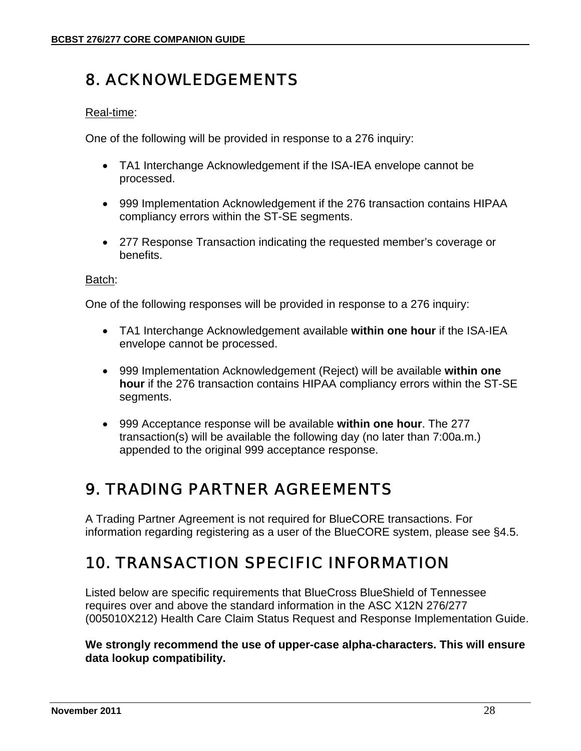# 8. ACKNOWLEDGEMENTS

Real-time:

One of the following will be provided in response to a 276 inquiry:

- TA1 Interchange Acknowledgement if the ISA-IEA envelope cannot be processed.
- 999 Implementation Acknowledgement if the 276 transaction contains HIPAA compliancy errors within the ST-SE segments.
- 277 Response Transaction indicating the requested member's coverage or benefits.

Batch:

One of the following responses will be provided in response to a 276 inquiry:

- TA1 Interchange Acknowledgement available **within one hour** if the ISA-IEA envelope cannot be processed.
- 999 Implementation Acknowledgement (Reject) will be available **within one hour** if the 276 transaction contains HIPAA compliancy errors within the ST-SE segments.
- 999 Acceptance response will be available **within one hour**. The 277 transaction(s) will be available the following day (no later than 7:00a.m.) appended to the original 999 acceptance response.

# 9. TRADING PARTNER AGREEMENTS

A Trading Partner Agreement is not required for BlueCORE transactions. For information regarding registering as a user of the BlueCORE system, please see §4.5.

# 10. TRANSACTION SPECIFIC INFORMATION

Listed below are specific requirements that BlueCross BlueShield of Tennessee requires over and above the standard information in the ASC X12N 276/277 (005010X212) Health Care Claim Status Request and Response Implementation Guide.

**We strongly recommend the use of upper-case alpha-characters. This will ensure data lookup compatibility.**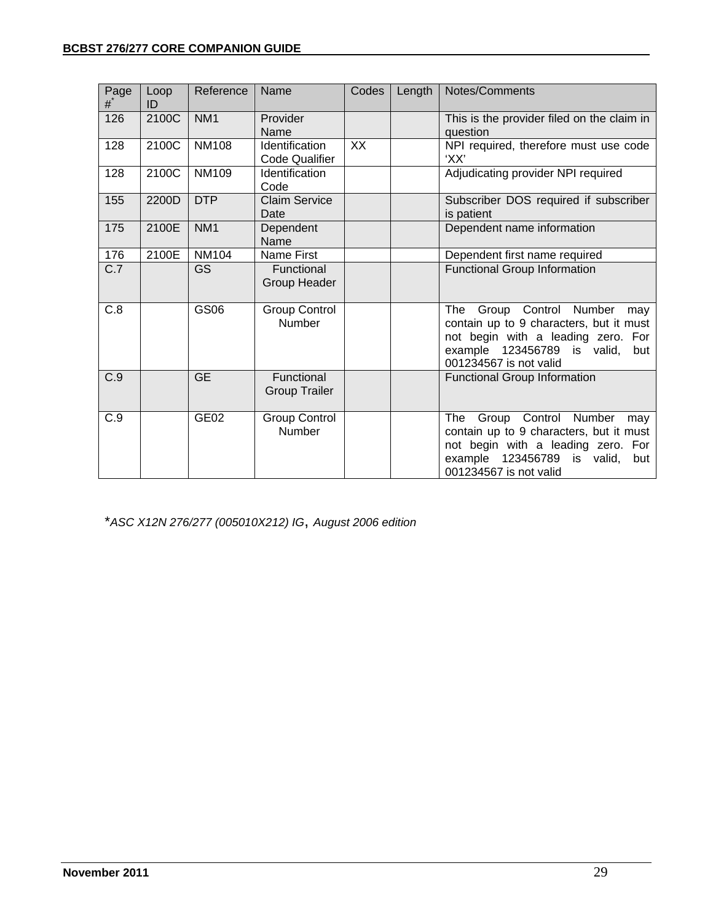| Page #* | Loop ID | Reference | Name | Codes | Length | Notes/Comments |
|---|---|---|---|---|---|---|
| 126 | 2100C | NM1 | Provider Name | | | This is the provider filed on the claim in question |
| 128 | 2100C | NM108 | Identification Code Qualifier | XX | | NPI required, therefore must use code 'XX' |
| 128 | 2100C | NM109 | Identification Code | | | Adjudicating provider NPI required |
| 155 | 2200D | DTP | Claim Service Date | | | Subscriber DOS required if subscriber is patient |
| 175 | 2100E | NM1 | Dependent Name | | | Dependent name information |
| 176 | 2100E | NM104 | Name First | | | Dependent first name required |
| C.7 | | GS | Functional Group Header | | | Functional Group Information |
| C.8 | | GS06 | Group Control Number | | | The Group Control Number may contain up to 9 characters, but it must not begin with a leading zero. For example 123456789 is valid, but 001234567 is not valid |
| C.9 | | GE | Functional Group Trailer | | | Functional Group Information |
| C.9 | | GE02 | Group Control Number | | | The Group Control Number may contain up to 9 characters, but it must not begin with a leading zero. For example 123456789 is valid, but 001234567 is not valid |

**ASC X12N 276/277 (005010X212) IG, August 2006 edition*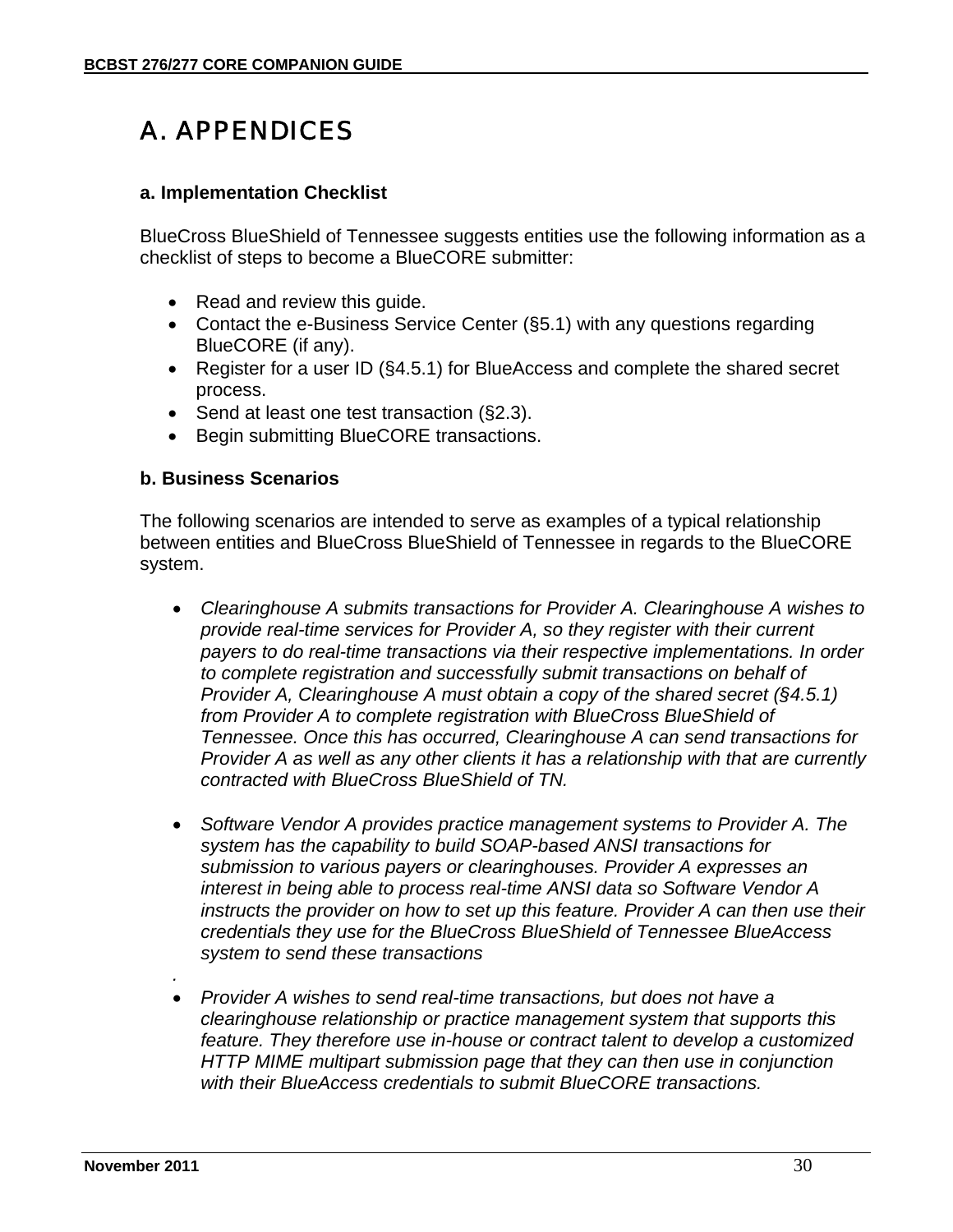# A. APPENDICES

### a. Implementation Checklist

BlueCross BlueShield of Tennessee suggests entities use the following information as a checklist of steps to become a BlueCORE submitter:

- Read and review this guide.
- Contact the e-Business Service Center (§5.1) with any questions regarding BlueCORE (if any).
- Register for a user ID (§4.5.1) for BlueAccess and complete the shared secret process.
- Send at least one test transaction (§2.3).
- Begin submitting BlueCORE transactions.

### b. Business Scenarios

The following scenarios are intended to serve as examples of a typical relationship between entities and BlueCross BlueShield of Tennessee in regards to the BlueCORE system.

- *Clearinghouse A submits transactions for Provider A. Clearinghouse A wishes to provide real-time services for Provider A, so they register with their current payers to do real-time transactions via their respective implementations. In order to complete registration and successfully submit transactions on behalf of Provider A, Clearinghouse A must obtain a copy of the shared secret (§4.5.1) from Provider A to complete registration with BlueCross BlueShield of Tennessee. Once this has occurred, Clearinghouse A can send transactions for Provider A as well as any other clients it has a relationship with that are currently contracted with BlueCross BlueShield of TN.*

- *Software Vendor A provides practice management systems to Provider A. The system has the capability to build SOAP-based ANSI transactions for submission to various payers or clearinghouses. Provider A expresses an interest in being able to process real-time ANSI data so Software Vendor A instructs the provider on how to set up this feature. Provider A can then use their credentials they use for the BlueCross BlueShield of Tennessee BlueAccess system to send these transactions*

  .

- *Provider A wishes to send real-time transactions, but does not have a clearinghouse relationship or practice management system that supports this feature. They therefore use in-house or contract talent to develop a customized HTTP MIME multipart submission page that they can then use in conjunction with their BlueAccess credentials to submit BlueCORE transactions.*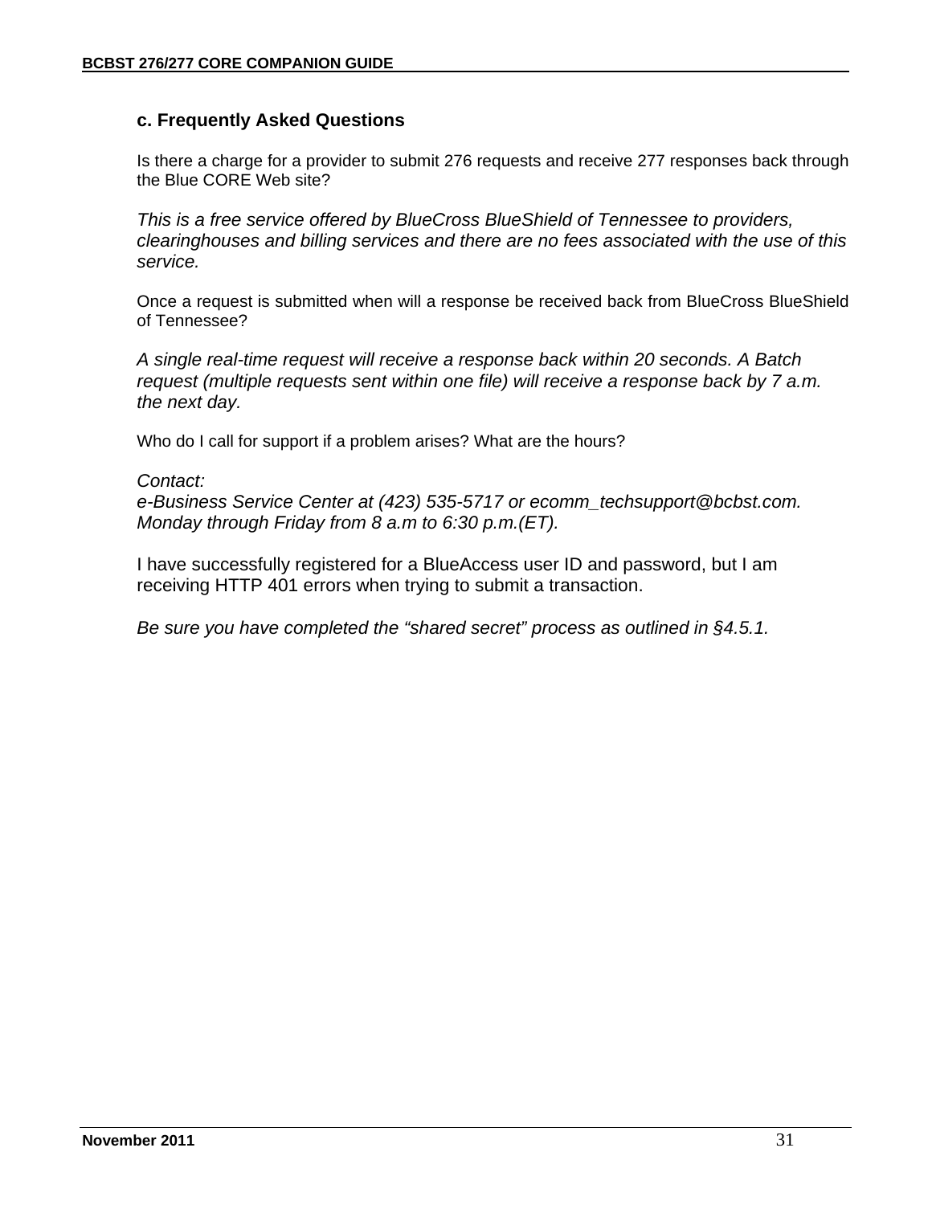### c. Frequently Asked Questions

Is there a charge for a provider to submit 276 requests and receive 277 responses back through the Blue CORE Web site?

*This is a free service offered by BlueCross BlueShield of Tennessee to providers, clearinghouses and billing services and there are no fees associated with the use of this service.*

Once a request is submitted when will a response be received back from BlueCross BlueShield of Tennessee?

*A single real-time request will receive a response back within 20 seconds. A Batch request (multiple requests sent within one file) will receive a response back by 7 a.m. the next day.*

Who do I call for support if a problem arises? What are the hours?

*Contact:*
*e-Business Service Center at (423) 535-5717 or ecomm_techsupport@bcbst.com. Monday through Friday from 8 a.m to 6:30 p.m.(ET).*

I have successfully registered for a BlueAccess user ID and password, but I am receiving HTTP 401 errors when trying to submit a transaction.

*Be sure you have completed the "shared secret" process as outlined in §4.5.1.*